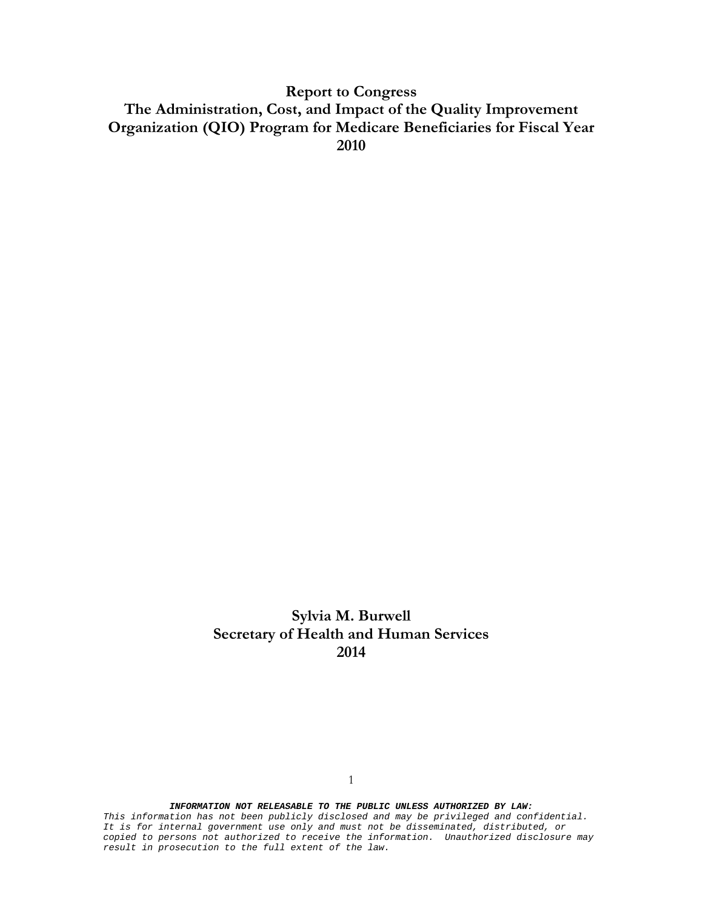# Report to Congress
# The Administration, Cost, and Impact of the Quality Improvement Organization (QIO) Program for Medicare Beneficiaries for Fiscal Year 2010

**Sylvia M. Burwell**
**Secretary of Health and Human Services**
**2014**

***INFORMATION NOT RELEASABLE TO THE PUBLIC UNLESS AUTHORIZED BY LAW:***
*This information has not been publicly disclosed and may be privileged and confidential. It is for internal government use only and must not be disseminated, distributed, or copied to persons not authorized to receive the information. Unauthorized disclosure may result in prosecution to the full extent of the law.*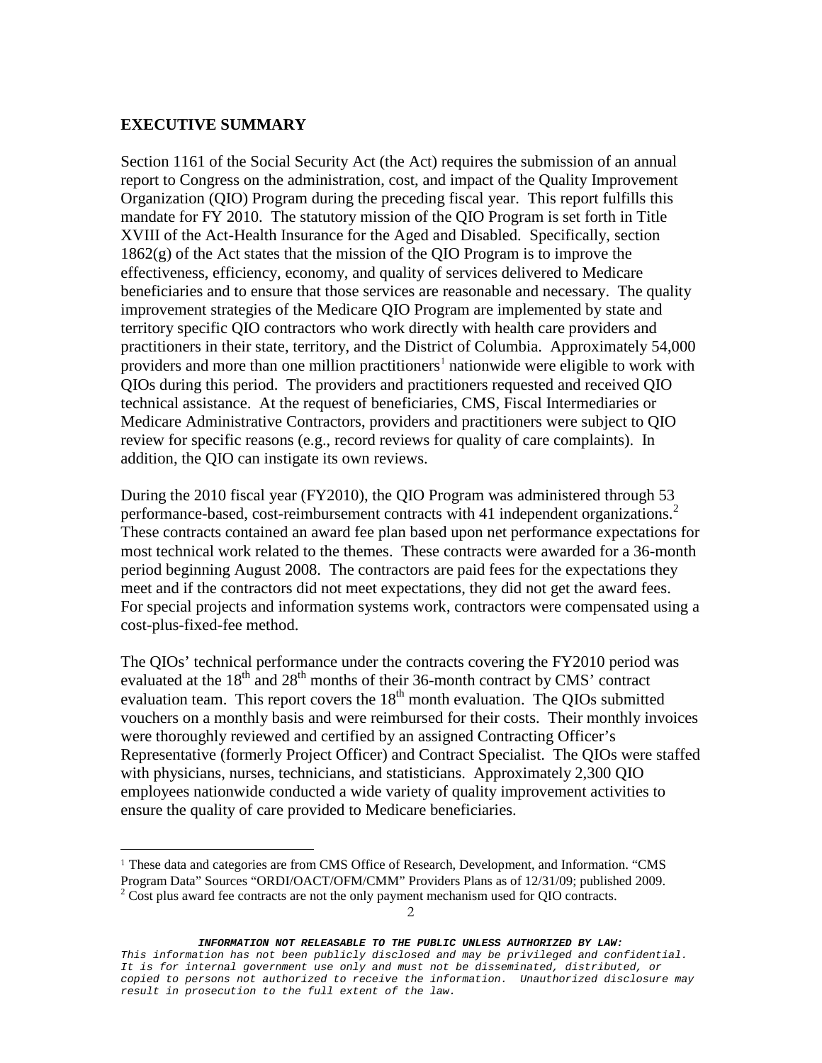## EXECUTIVE SUMMARY

Section 1161 of the Social Security Act (the Act) requires the submission of an annual report to Congress on the administration, cost, and impact of the Quality Improvement Organization (QIO) Program during the preceding fiscal year. This report fulfills this mandate for FY 2010. The statutory mission of the QIO Program is set forth in Title XVIII of the Act-Health Insurance for the Aged and Disabled. Specifically, section 1862(g) of the Act states that the mission of the QIO Program is to improve the effectiveness, efficiency, economy, and quality of services delivered to Medicare beneficiaries and to ensure that those services are reasonable and necessary. The quality improvement strategies of the Medicare QIO Program are implemented by state and territory specific QIO contractors who work directly with health care providers and practitioners in their state, territory, and the District of Columbia. Approximately 54,000 providers and more than one million practitioners[1] nationwide were eligible to work with QIOs during this period. The providers and practitioners requested and received QIO technical assistance. At the request of beneficiaries, CMS, Fiscal Intermediaries or Medicare Administrative Contractors, providers and practitioners were subject to QIO review for specific reasons (e.g., record reviews for quality of care complaints). In addition, the QIO can instigate its own reviews.

During the 2010 fiscal year (FY2010), the QIO Program was administered through 53 performance-based, cost-reimbursement contracts with 41 independent organizations.[2] These contracts contained an award fee plan based upon net performance expectations for most technical work related to the themes. These contracts were awarded for a 36-month period beginning August 2008. The contractors are paid fees for the expectations they meet and if the contractors did not meet expectations, they did not get the award fees. For special projects and information systems work, contractors were compensated using a cost-plus-fixed-fee method.

The QIOs' technical performance under the contracts covering the FY2010 period was evaluated at the 18th and 28th months of their 36-month contract by CMS' contract evaluation team. This report covers the 18th month evaluation. The QIOs submitted vouchers on a monthly basis and were reimbursed for their costs. Their monthly invoices were thoroughly reviewed and certified by an assigned Contracting Officer's Representative (formerly Project Officer) and Contract Specialist. The QIOs were staffed with physicians, nurses, technicians, and statisticians. Approximately 2,300 QIO employees nationwide conducted a wide variety of quality improvement activities to ensure the quality of care provided to Medicare beneficiaries.

---

[1] These data and categories are from CMS Office of Research, Development, and Information. "CMS Program Data" Sources "ORDI/OACT/OFM/CMM" Providers Plans as of 12/31/09; published 2009.

[2] Cost plus award fee contracts are not the only payment mechanism used for QIO contracts.

***INFORMATION NOT RELEASABLE TO THE PUBLIC UNLESS AUTHORIZED BY LAW:***
*This information has not been publicly disclosed and may be privileged and confidential. It is for internal government use only and must not be disseminated, distributed, or copied to persons not authorized to receive the information. Unauthorized disclosure may result in prosecution to the full extent of the law.*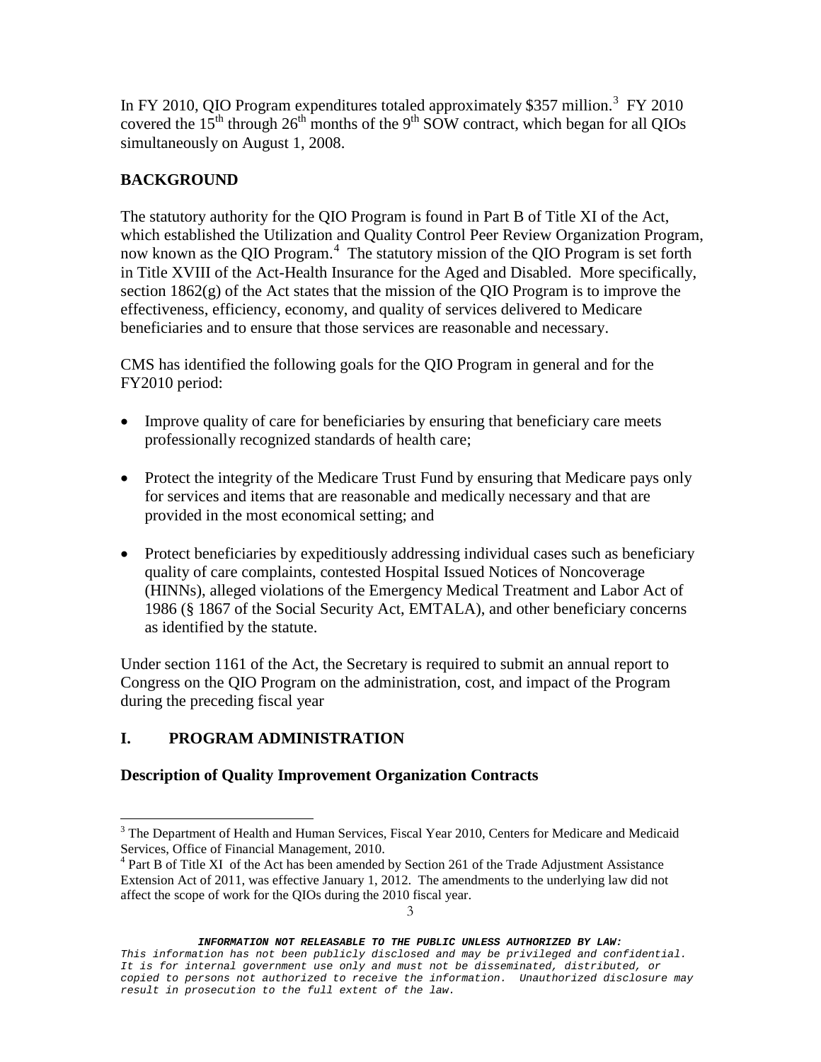In FY 2010, QIO Program expenditures totaled approximately $357 million.[3] FY 2010 covered the 15th through 26th months of the 9th SOW contract, which began for all QIOs simultaneously on August 1, 2008.

## BACKGROUND

The statutory authority for the QIO Program is found in Part B of Title XI of the Act, which established the Utilization and Quality Control Peer Review Organization Program, now known as the QIO Program.[4] The statutory mission of the QIO Program is set forth in Title XVIII of the Act-Health Insurance for the Aged and Disabled. More specifically, section 1862(g) of the Act states that the mission of the QIO Program is to improve the effectiveness, efficiency, economy, and quality of services delivered to Medicare beneficiaries and to ensure that those services are reasonable and necessary.

CMS has identified the following goals for the QIO Program in general and for the FY2010 period:

- Improve quality of care for beneficiaries by ensuring that beneficiary care meets professionally recognized standards of health care;
- Protect the integrity of the Medicare Trust Fund by ensuring that Medicare pays only for services and items that are reasonable and medically necessary and that are provided in the most economical setting; and
- Protect beneficiaries by expeditiously addressing individual cases such as beneficiary quality of care complaints, contested Hospital Issued Notices of Noncoverage (HINNs), alleged violations of the Emergency Medical Treatment and Labor Act of 1986 (§ 1867 of the Social Security Act, EMTALA), and other beneficiary concerns as identified by the statute.

Under section 1161 of the Act, the Secretary is required to submit an annual report to Congress on the QIO Program on the administration, cost, and impact of the Program during the preceding fiscal year

## I. PROGRAM ADMINISTRATION

### Description of Quality Improvement Organization Contracts

[3] The Department of Health and Human Services, Fiscal Year 2010, Centers for Medicare and Medicaid Services, Office of Financial Management, 2010.

[4] Part B of Title XI of the Act has been amended by Section 261 of the Trade Adjustment Assistance Extension Act of 2011, was effective January 1, 2012. The amendments to the underlying law did not affect the scope of work for the QIOs during the 2010 fiscal year.

***INFORMATION NOT RELEASABLE TO THE PUBLIC UNLESS AUTHORIZED BY LAW:***
*This information has not been publicly disclosed and may be privileged and confidential. It is for internal government use only and must not be disseminated, distributed, or copied to persons not authorized to receive the information. Unauthorized disclosure may result in prosecution to the full extent of the law.*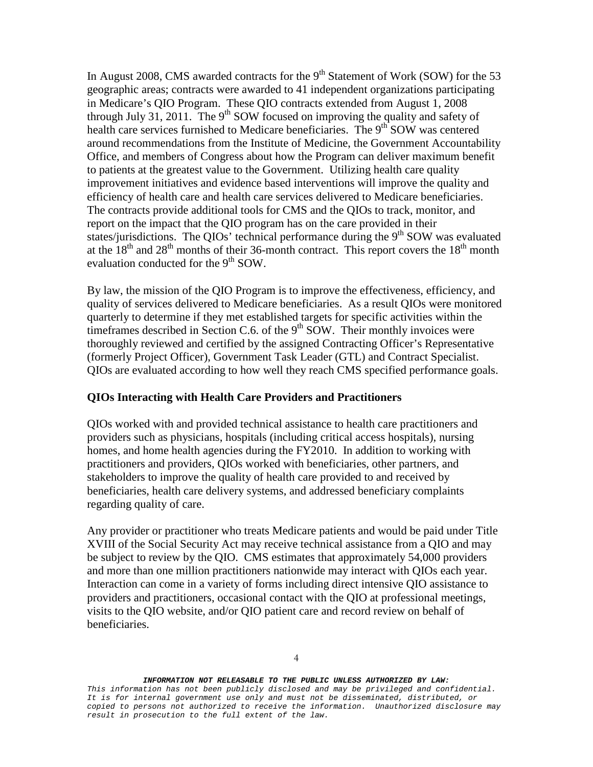In August 2008, CMS awarded contracts for the 9th Statement of Work (SOW) for the 53 geographic areas; contracts were awarded to 41 independent organizations participating in Medicare's QIO Program. These QIO contracts extended from August 1, 2008 through July 31, 2011. The 9th SOW focused on improving the quality and safety of health care services furnished to Medicare beneficiaries. The 9th SOW was centered around recommendations from the Institute of Medicine, the Government Accountability Office, and members of Congress about how the Program can deliver maximum benefit to patients at the greatest value to the Government. Utilizing health care quality improvement initiatives and evidence based interventions will improve the quality and efficiency of health care and health care services delivered to Medicare beneficiaries. The contracts provide additional tools for CMS and the QIOs to track, monitor, and report on the impact that the QIO program has on the care provided in their states/jurisdictions. The QIOs' technical performance during the 9th SOW was evaluated at the 18th and 28th months of their 36-month contract. This report covers the 18th month evaluation conducted for the 9th SOW.

By law, the mission of the QIO Program is to improve the effectiveness, efficiency, and quality of services delivered to Medicare beneficiaries. As a result QIOs were monitored quarterly to determine if they met established targets for specific activities within the timeframes described in Section C.6. of the 9th SOW. Their monthly invoices were thoroughly reviewed and certified by the assigned Contracting Officer's Representative (formerly Project Officer), Government Task Leader (GTL) and Contract Specialist. QIOs are evaluated according to how well they reach CMS specified performance goals.

**QIOs Interacting with Health Care Providers and Practitioners**

QIOs worked with and provided technical assistance to health care practitioners and providers such as physicians, hospitals (including critical access hospitals), nursing homes, and home health agencies during the FY2010. In addition to working with practitioners and providers, QIOs worked with beneficiaries, other partners, and stakeholders to improve the quality of health care provided to and received by beneficiaries, health care delivery systems, and addressed beneficiary complaints regarding quality of care.

Any provider or practitioner who treats Medicare patients and would be paid under Title XVIII of the Social Security Act may receive technical assistance from a QIO and may be subject to review by the QIO. CMS estimates that approximately 54,000 providers and more than one million practitioners nationwide may interact with QIOs each year. Interaction can come in a variety of forms including direct intensive QIO assistance to providers and practitioners, occasional contact with the QIO at professional meetings, visits to the QIO website, and/or QIO patient care and record review on behalf of beneficiaries.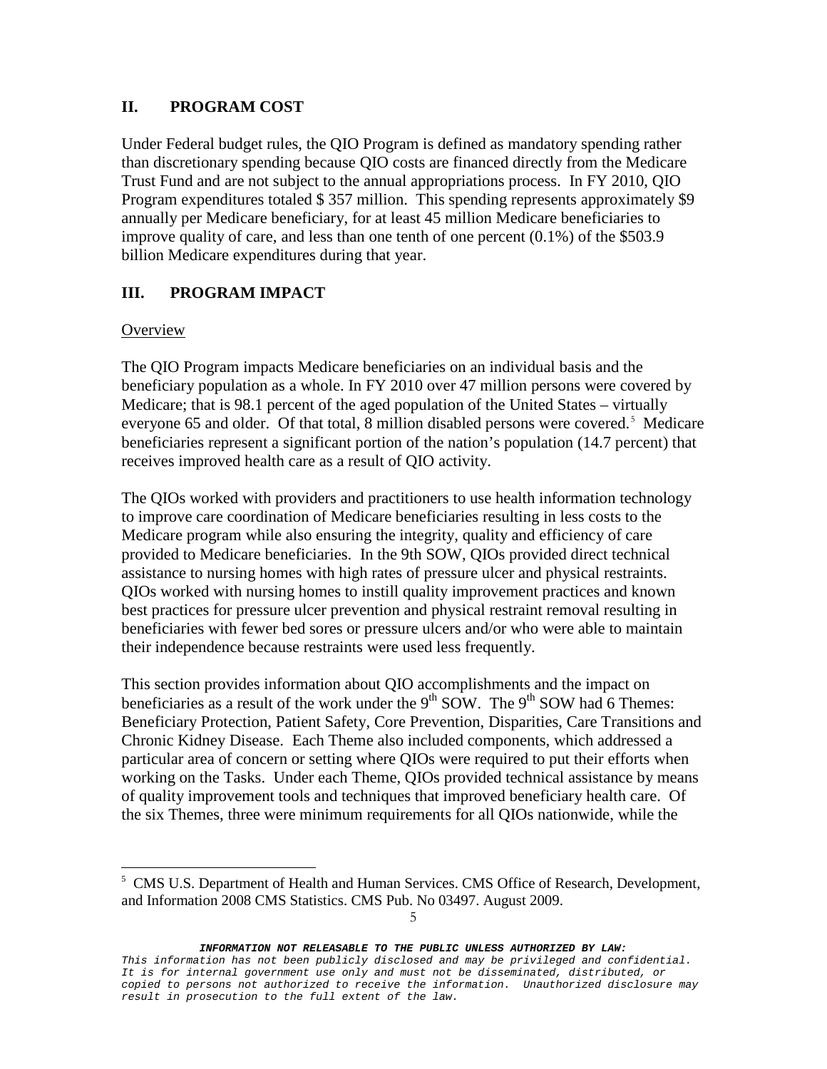## II. PROGRAM COST

Under Federal budget rules, the QIO Program is defined as mandatory spending rather than discretionary spending because QIO costs are financed directly from the Medicare Trust Fund and are not subject to the annual appropriations process. In FY 2010, QIO Program expenditures totaled $ 357 million. This spending represents approximately $9 annually per Medicare beneficiary, for at least 45 million Medicare beneficiaries to improve quality of care, and less than one tenth of one percent (0.1%) of the $503.9 billion Medicare expenditures during that year.

## III. PROGRAM IMPACT

Overview

The QIO Program impacts Medicare beneficiaries on an individual basis and the beneficiary population as a whole. In FY 2010 over 47 million persons were covered by Medicare; that is 98.1 percent of the aged population of the United States – virtually everyone 65 and older. Of that total, 8 million disabled persons were covered.[5] Medicare beneficiaries represent a significant portion of the nation's population (14.7 percent) that receives improved health care as a result of QIO activity.

The QIOs worked with providers and practitioners to use health information technology to improve care coordination of Medicare beneficiaries resulting in less costs to the Medicare program while also ensuring the integrity, quality and efficiency of care provided to Medicare beneficiaries. In the 9th SOW, QIOs provided direct technical assistance to nursing homes with high rates of pressure ulcer and physical restraints. QIOs worked with nursing homes to instill quality improvement practices and known best practices for pressure ulcer prevention and physical restraint removal resulting in beneficiaries with fewer bed sores or pressure ulcers and/or who were able to maintain their independence because restraints were used less frequently.

This section provides information about QIO accomplishments and the impact on beneficiaries as a result of the work under the 9th SOW. The 9th SOW had 6 Themes: Beneficiary Protection, Patient Safety, Core Prevention, Disparities, Care Transitions and Chronic Kidney Disease. Each Theme also included components, which addressed a particular area of concern or setting where QIOs were required to put their efforts when working on the Tasks. Under each Theme, QIOs provided technical assistance by means of quality improvement tools and techniques that improved beneficiary health care. Of the six Themes, three were minimum requirements for all QIOs nationwide, while the

[5] CMS U.S. Department of Health and Human Services. CMS Office of Research, Development, and Information 2008 CMS Statistics. CMS Pub. No 03497. August 2009.

***INFORMATION NOT RELEASABLE TO THE PUBLIC UNLESS AUTHORIZED BY LAW:***
*This information has not been publicly disclosed and may be privileged and confidential. It is for internal government use only and must not be disseminated, distributed, or copied to persons not authorized to receive the information. Unauthorized disclosure may result in prosecution to the full extent of the law.*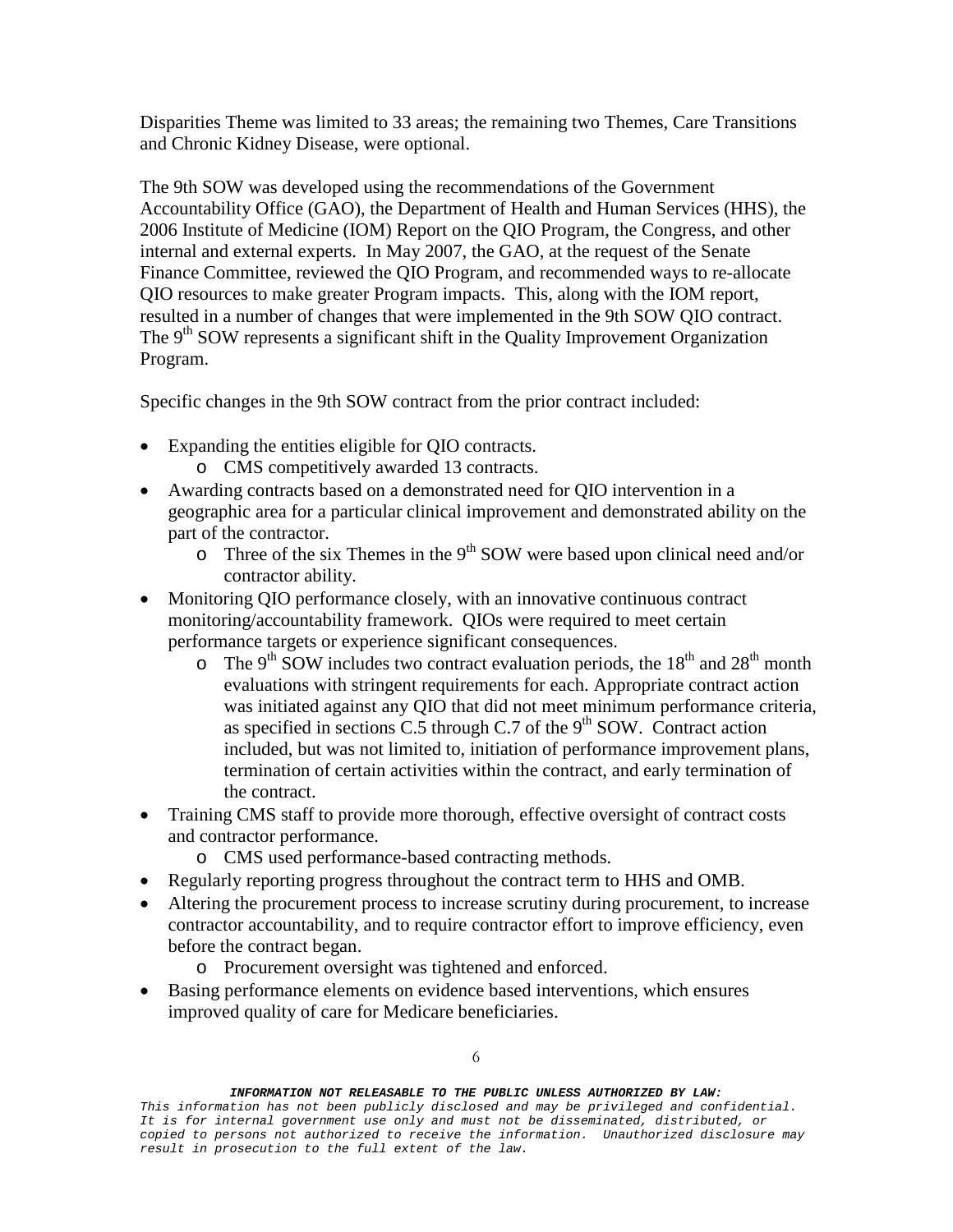Disparities Theme was limited to 33 areas; the remaining two Themes, Care Transitions and Chronic Kidney Disease, were optional.

The 9th SOW was developed using the recommendations of the Government Accountability Office (GAO), the Department of Health and Human Services (HHS), the 2006 Institute of Medicine (IOM) Report on the QIO Program, the Congress, and other internal and external experts. In May 2007, the GAO, at the request of the Senate Finance Committee, reviewed the QIO Program, and recommended ways to re-allocate QIO resources to make greater Program impacts. This, along with the IOM report, resulted in a number of changes that were implemented in the 9th SOW QIO contract. The 9th SOW represents a significant shift in the Quality Improvement Organization Program.

Specific changes in the 9th SOW contract from the prior contract included:

- Expanding the entities eligible for QIO contracts.
  - CMS competitively awarded 13 contracts.
- Awarding contracts based on a demonstrated need for QIO intervention in a geographic area for a particular clinical improvement and demonstrated ability on the part of the contractor.
  - Three of the six Themes in the 9th SOW were based upon clinical need and/or contractor ability.
- Monitoring QIO performance closely, with an innovative continuous contract monitoring/accountability framework. QIOs were required to meet certain performance targets or experience significant consequences.
  - The 9th SOW includes two contract evaluation periods, the 18th and 28th month evaluations with stringent requirements for each. Appropriate contract action was initiated against any QIO that did not meet minimum performance criteria, as specified in sections C.5 through C.7 of the 9th SOW. Contract action included, but was not limited to, initiation of performance improvement plans, termination of certain activities within the contract, and early termination of the contract.
- Training CMS staff to provide more thorough, effective oversight of contract costs and contractor performance.
  - CMS used performance-based contracting methods.
- Regularly reporting progress throughout the contract term to HHS and OMB.
- Altering the procurement process to increase scrutiny during procurement, to increase contractor accountability, and to require contractor effort to improve efficiency, even before the contract began.
  - Procurement oversight was tightened and enforced.
- Basing performance elements on evidence based interventions, which ensures improved quality of care for Medicare beneficiaries.

***INFORMATION NOT RELEASABLE TO THE PUBLIC UNLESS AUTHORIZED BY LAW:***
*This information has not been publicly disclosed and may be privileged and confidential. It is for internal government use only and must not be disseminated, distributed, or copied to persons not authorized to receive the information. Unauthorized disclosure may result in prosecution to the full extent of the law.*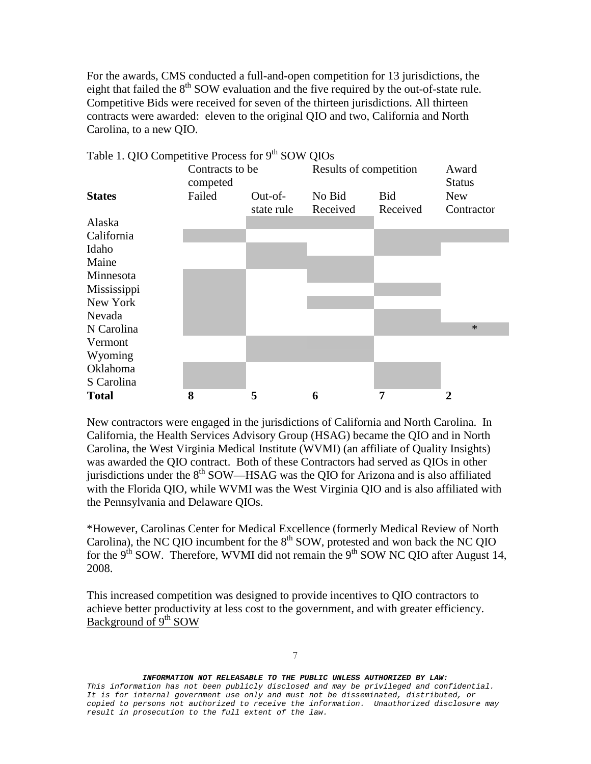For the awards, CMS conducted a full-and-open competition for 13 jurisdictions, the eight that failed the 8th SOW evaluation and the five required by the out-of-state rule. Competitive Bids were received for seven of the thirteen jurisdictions. All thirteen contracts were awarded: eleven to the original QIO and two, California and North Carolina, to a new QIO.

Table 1. QIO Competitive Process for 9th SOW QIOs

(In the original table, applicable cells are indicated by shading; shaded cells are marked "X" below.)

| | Contracts to be competed | | Results of competition | | Award Status |
|---|---|---|---|---|---|
| **States** | Failed | Out-of-state rule | No Bid Received | Bid Received | New Contractor |
| Alaska | | X | X | | |
| California | X | | | X | X |
| Idaho | | X | | X | |
| Maine | | X | X | | |
| Minnesota | X | | X | | |
| Mississippi | X | | | X | |
| New York | X | | X | | |
| Nevada | X | | | X | |
| N Carolina | X | | | X | X * |
| Vermont | | X | X | | |
| Wyoming | | X | X | | |
| Oklahoma | X | | | X | |
| S Carolina | X | | | X | |
| **Total** | **8** | **5** | **6** | **7** | **2** |

New contractors were engaged in the jurisdictions of California and North Carolina. In California, the Health Services Advisory Group (HSAG) became the QIO and in North Carolina, the West Virginia Medical Institute (WVMI) (an affiliate of Quality Insights) was awarded the QIO contract. Both of these Contractors had served as QIOs in other jurisdictions under the 8th SOW—HSAG was the QIO for Arizona and is also affiliated with the Florida QIO, while WVMI was the West Virginia QIO and is also affiliated with the Pennsylvania and Delaware QIOs.

*However, Carolinas Center for Medical Excellence (formerly Medical Review of North Carolina), the NC QIO incumbent for the 8th SOW, protested and won back the NC QIO for the 9th SOW. Therefore, WVMI did not remain the 9th SOW NC QIO after August 14, 2008.

This increased competition was designed to provide incentives to QIO contractors to achieve better productivity at less cost to the government, and with greater efficiency.

Background of 9th SOW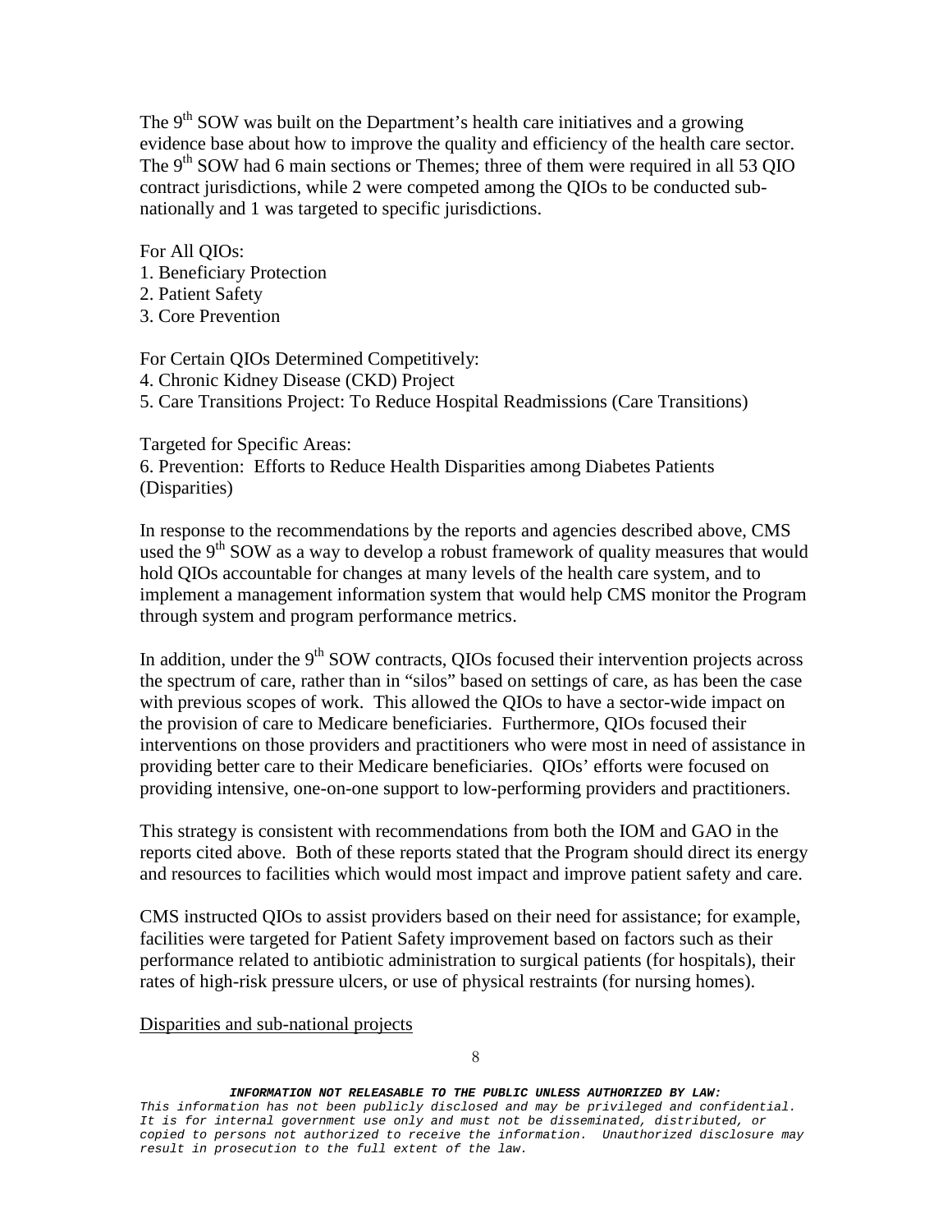The 9th SOW was built on the Department's health care initiatives and a growing evidence base about how to improve the quality and efficiency of the health care sector. The 9th SOW had 6 main sections or Themes; three of them were required in all 53 QIO contract jurisdictions, while 2 were competed among the QIOs to be conducted sub-nationally and 1 was targeted to specific jurisdictions.

For All QIOs:

1. Beneficiary Protection
2. Patient Safety
3. Core Prevention

For Certain QIOs Determined Competitively:

4. Chronic Kidney Disease (CKD) Project
5. Care Transitions Project: To Reduce Hospital Readmissions (Care Transitions)

Targeted for Specific Areas:

6. Prevention: Efforts to Reduce Health Disparities among Diabetes Patients (Disparities)

In response to the recommendations by the reports and agencies described above, CMS used the 9th SOW as a way to develop a robust framework of quality measures that would hold QIOs accountable for changes at many levels of the health care system, and to implement a management information system that would help CMS monitor the Program through system and program performance metrics.

In addition, under the 9th SOW contracts, QIOs focused their intervention projects across the spectrum of care, rather than in "silos" based on settings of care, as has been the case with previous scopes of work. This allowed the QIOs to have a sector-wide impact on the provision of care to Medicare beneficiaries. Furthermore, QIOs focused their interventions on those providers and practitioners who were most in need of assistance in providing better care to their Medicare beneficiaries. QIOs' efforts were focused on providing intensive, one-on-one support to low-performing providers and practitioners.

This strategy is consistent with recommendations from both the IOM and GAO in the reports cited above. Both of these reports stated that the Program should direct its energy and resources to facilities which would most impact and improve patient safety and care.

CMS instructed QIOs to assist providers based on their need for assistance; for example, facilities were targeted for Patient Safety improvement based on factors such as their performance related to antibiotic administration to surgical patients (for hospitals), their rates of high-risk pressure ulcers, or use of physical restraints (for nursing homes).

Disparities and sub-national projects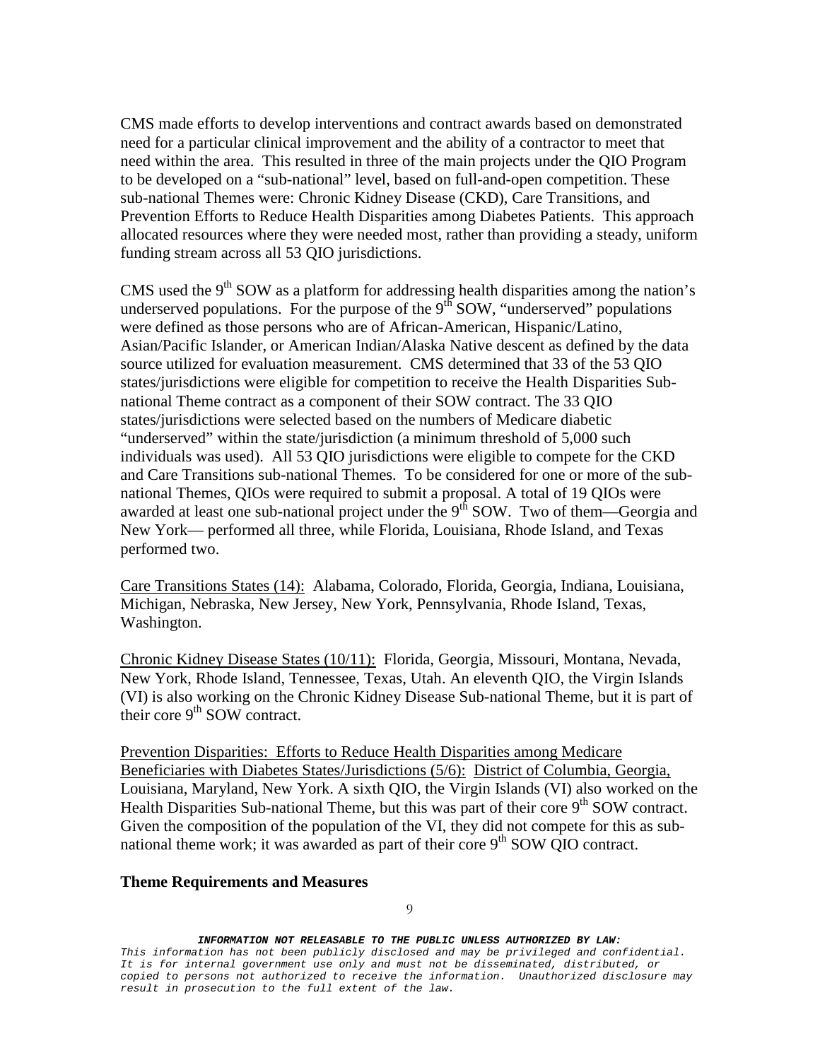CMS made efforts to develop interventions and contract awards based on demonstrated need for a particular clinical improvement and the ability of a contractor to meet that need within the area. This resulted in three of the main projects under the QIO Program to be developed on a "sub-national" level, based on full-and-open competition. These sub-national Themes were: Chronic Kidney Disease (CKD), Care Transitions, and Prevention Efforts to Reduce Health Disparities among Diabetes Patients. This approach allocated resources where they were needed most, rather than providing a steady, uniform funding stream across all 53 QIO jurisdictions.

CMS used the 9th SOW as a platform for addressing health disparities among the nation's underserved populations. For the purpose of the 9th SOW, "underserved" populations were defined as those persons who are of African-American, Hispanic/Latino, Asian/Pacific Islander, or American Indian/Alaska Native descent as defined by the data source utilized for evaluation measurement. CMS determined that 33 of the 53 QIO states/jurisdictions were eligible for competition to receive the Health Disparities Sub-national Theme contract as a component of their SOW contract. The 33 QIO states/jurisdictions were selected based on the numbers of Medicare diabetic "underserved" within the state/jurisdiction (a minimum threshold of 5,000 such individuals was used). All 53 QIO jurisdictions were eligible to compete for the CKD and Care Transitions sub-national Themes. To be considered for one or more of the sub-national Themes, QIOs were required to submit a proposal. A total of 19 QIOs were awarded at least one sub-national project under the 9th SOW. Two of them—Georgia and New York— performed all three, while Florida, Louisiana, Rhode Island, and Texas performed two.

<u>Care Transitions States (14):</u> Alabama, Colorado, Florida, Georgia, Indiana, Louisiana, Michigan, Nebraska, New Jersey, New York, Pennsylvania, Rhode Island, Texas, Washington.

<u>Chronic Kidney Disease States (10/11):</u> Florida, Georgia, Missouri, Montana, Nevada, New York, Rhode Island, Tennessee, Texas, Utah. An eleventh QIO, the Virgin Islands (VI) is also working on the Chronic Kidney Disease Sub-national Theme, but it is part of their core 9th SOW contract.

<u>Prevention Disparities: Efforts to Reduce Health Disparities among Medicare Beneficiaries with Diabetes States/Jurisdictions (5/6):</u> <u>District of Columbia, Georgia,</u> Louisiana, Maryland, New York. A sixth QIO, the Virgin Islands (VI) also worked on the Health Disparities Sub-national Theme, but this was part of their core 9th SOW contract. Given the composition of the population of the VI, they did not compete for this as sub-national theme work; it was awarded as part of their core 9th SOW QIO contract.

**Theme Requirements and Measures**

***INFORMATION NOT RELEASABLE TO THE PUBLIC UNLESS AUTHORIZED BY LAW:***
*This information has not been publicly disclosed and may be privileged and confidential. It is for internal government use only and must not be disseminated, distributed, or copied to persons not authorized to receive the information. Unauthorized disclosure may result in prosecution to the full extent of the law.*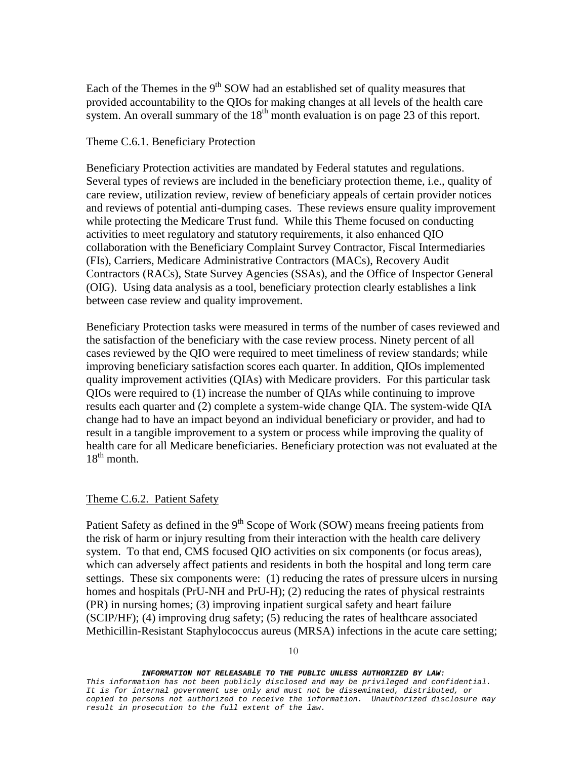Each of the Themes in the 9th SOW had an established set of quality measures that provided accountability to the QIOs for making changes at all levels of the health care system. An overall summary of the 18th month evaluation is on page 23 of this report.

Theme C.6.1. Beneficiary Protection

Beneficiary Protection activities are mandated by Federal statutes and regulations. Several types of reviews are included in the beneficiary protection theme, i.e., quality of care review, utilization review, review of beneficiary appeals of certain provider notices and reviews of potential anti-dumping cases. These reviews ensure quality improvement while protecting the Medicare Trust fund. While this Theme focused on conducting activities to meet regulatory and statutory requirements, it also enhanced QIO collaboration with the Beneficiary Complaint Survey Contractor, Fiscal Intermediaries (FIs), Carriers, Medicare Administrative Contractors (MACs), Recovery Audit Contractors (RACs), State Survey Agencies (SSAs), and the Office of Inspector General (OIG). Using data analysis as a tool, beneficiary protection clearly establishes a link between case review and quality improvement.

Beneficiary Protection tasks were measured in terms of the number of cases reviewed and the satisfaction of the beneficiary with the case review process. Ninety percent of all cases reviewed by the QIO were required to meet timeliness of review standards; while improving beneficiary satisfaction scores each quarter. In addition, QIOs implemented quality improvement activities (QIAs) with Medicare providers. For this particular task QIOs were required to (1) increase the number of QIAs while continuing to improve results each quarter and (2) complete a system-wide change QIA. The system-wide QIA change had to have an impact beyond an individual beneficiary or provider, and had to result in a tangible improvement to a system or process while improving the quality of health care for all Medicare beneficiaries. Beneficiary protection was not evaluated at the 18th month.

Theme C.6.2. Patient Safety

Patient Safety as defined in the 9th Scope of Work (SOW) means freeing patients from the risk of harm or injury resulting from their interaction with the health care delivery system. To that end, CMS focused QIO activities on six components (or focus areas), which can adversely affect patients and residents in both the hospital and long term care settings. These six components were: (1) reducing the rates of pressure ulcers in nursing homes and hospitals (PrU-NH and PrU-H); (2) reducing the rates of physical restraints (PR) in nursing homes; (3) improving inpatient surgical safety and heart failure (SCIP/HF); (4) improving drug safety; (5) reducing the rates of healthcare associated Methicillin-Resistant Staphylococcus aureus (MRSA) infections in the acute care setting;

***INFORMATION NOT RELEASABLE TO THE PUBLIC UNLESS AUTHORIZED BY LAW:***
*This information has not been publicly disclosed and may be privileged and confidential. It is for internal government use only and must not be disseminated, distributed, or copied to persons not authorized to receive the information. Unauthorized disclosure may result in prosecution to the full extent of the law.*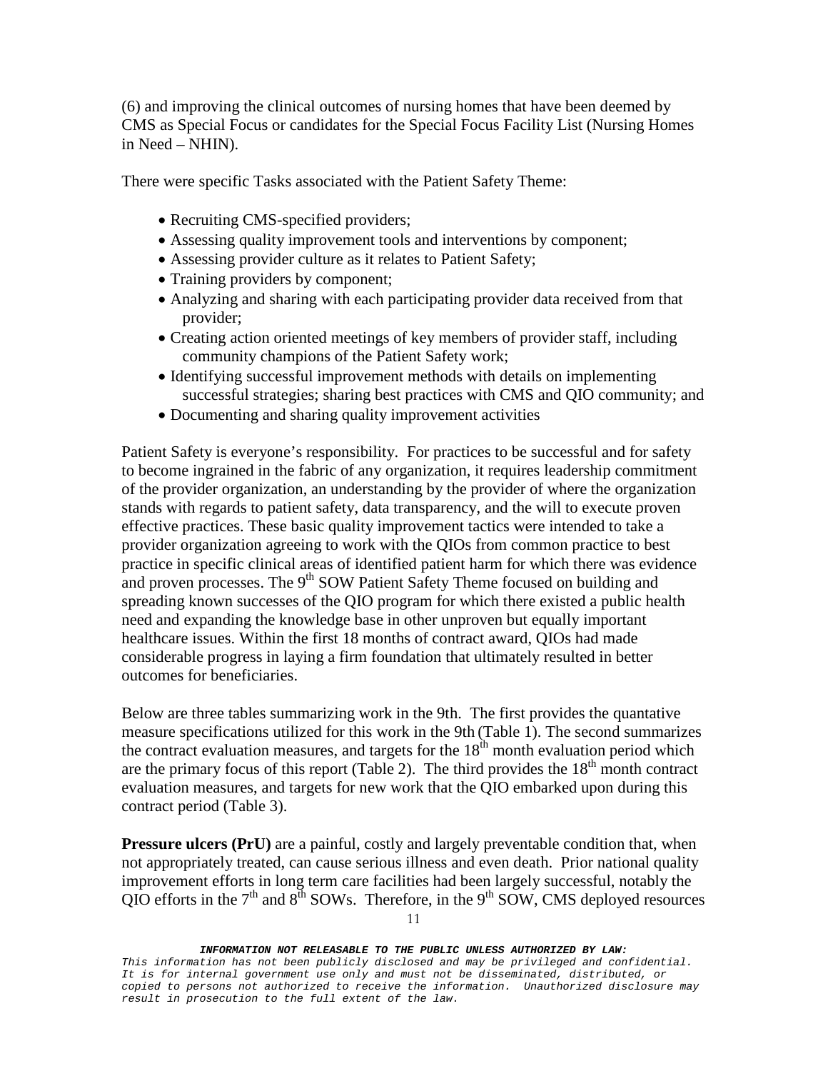(6) and improving the clinical outcomes of nursing homes that have been deemed by CMS as Special Focus or candidates for the Special Focus Facility List (Nursing Homes in Need – NHIN).

There were specific Tasks associated with the Patient Safety Theme:

- Recruiting CMS-specified providers;
- Assessing quality improvement tools and interventions by component;
- Assessing provider culture as it relates to Patient Safety;
- Training providers by component;
- Analyzing and sharing with each participating provider data received from that provider;
- Creating action oriented meetings of key members of provider staff, including community champions of the Patient Safety work;
- Identifying successful improvement methods with details on implementing successful strategies; sharing best practices with CMS and QIO community; and
- Documenting and sharing quality improvement activities

Patient Safety is everyone's responsibility. For practices to be successful and for safety to become ingrained in the fabric of any organization, it requires leadership commitment of the provider organization, an understanding by the provider of where the organization stands with regards to patient safety, data transparency, and the will to execute proven effective practices. These basic quality improvement tactics were intended to take a provider organization agreeing to work with the QIOs from common practice to best practice in specific clinical areas of identified patient harm for which there was evidence and proven processes. The 9th SOW Patient Safety Theme focused on building and spreading known successes of the QIO program for which there existed a public health need and expanding the knowledge base in other unproven but equally important healthcare issues. Within the first 18 months of contract award, QIOs had made considerable progress in laying a firm foundation that ultimately resulted in better outcomes for beneficiaries.

Below are three tables summarizing work in the 9th. The first provides the quantative measure specifications utilized for this work in the 9th (Table 1). The second summarizes the contract evaluation measures, and targets for the 18th month evaluation period which are the primary focus of this report (Table 2). The third provides the 18th month contract evaluation measures, and targets for new work that the QIO embarked upon during this contract period (Table 3).

**Pressure ulcers (PrU)** are a painful, costly and largely preventable condition that, when not appropriately treated, can cause serious illness and even death. Prior national quality improvement efforts in long term care facilities had been largely successful, notably the QIO efforts in the 7th and 8th SOWs. Therefore, in the 9th SOW, CMS deployed resources

***INFORMATION NOT RELEASABLE TO THE PUBLIC UNLESS AUTHORIZED BY LAW:***
*This information has not been publicly disclosed and may be privileged and confidential. It is for internal government use only and must not be disseminated, distributed, or copied to persons not authorized to receive the information. Unauthorized disclosure may result in prosecution to the full extent of the law.*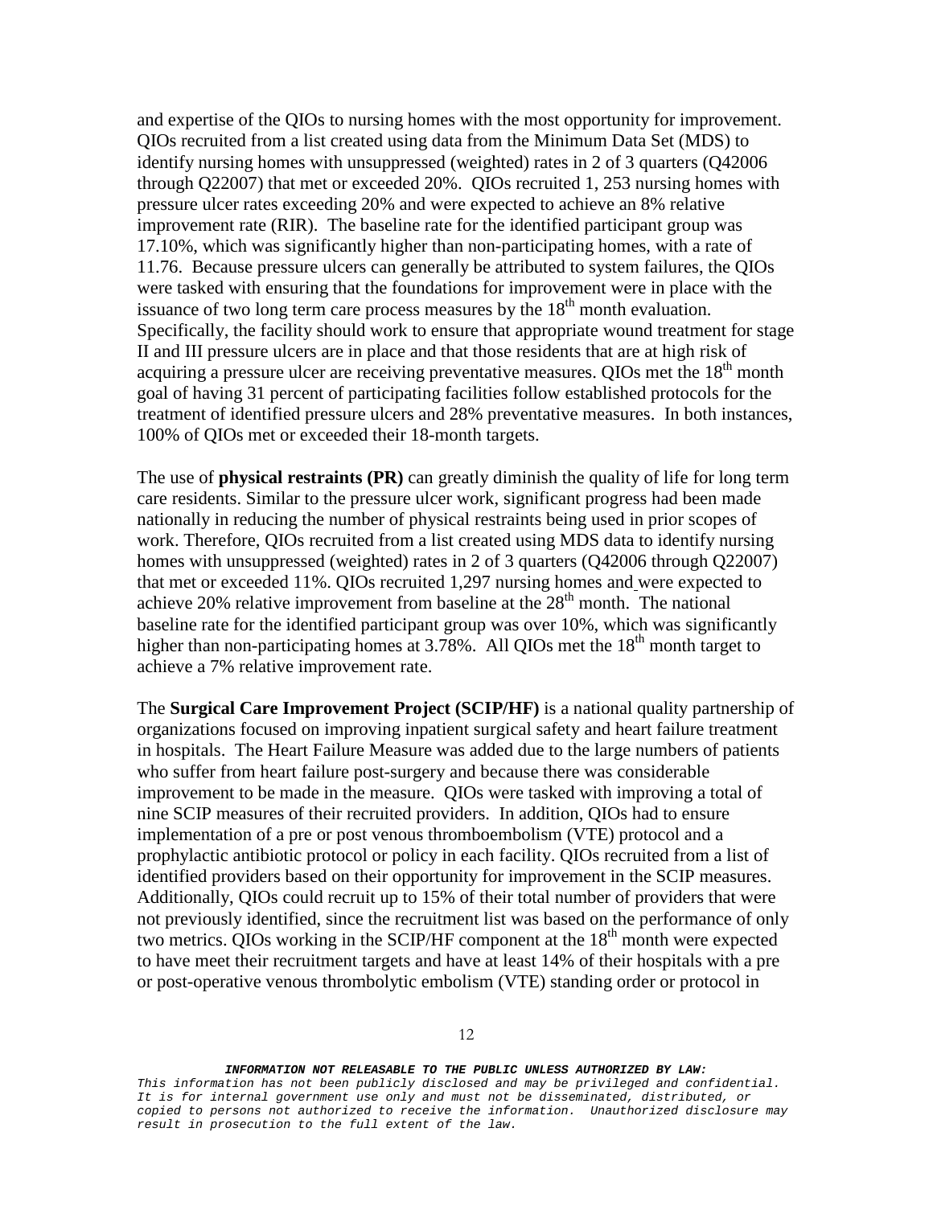and expertise of the QIOs to nursing homes with the most opportunity for improvement. QIOs recruited from a list created using data from the Minimum Data Set (MDS) to identify nursing homes with unsuppressed (weighted) rates in 2 of 3 quarters (Q42006 through Q22007) that met or exceeded 20%. QIOs recruited 1, 253 nursing homes with pressure ulcer rates exceeding 20% and were expected to achieve an 8% relative improvement rate (RIR). The baseline rate for the identified participant group was 17.10%, which was significantly higher than non-participating homes, with a rate of 11.76. Because pressure ulcers can generally be attributed to system failures, the QIOs were tasked with ensuring that the foundations for improvement were in place with the issuance of two long term care process measures by the 18th month evaluation. Specifically, the facility should work to ensure that appropriate wound treatment for stage II and III pressure ulcers are in place and that those residents that are at high risk of acquiring a pressure ulcer are receiving preventative measures. QIOs met the 18th month goal of having 31 percent of participating facilities follow established protocols for the treatment of identified pressure ulcers and 28% preventative measures. In both instances, 100% of QIOs met or exceeded their 18-month targets.

The use of **physical restraints (PR)** can greatly diminish the quality of life for long term care residents. Similar to the pressure ulcer work, significant progress had been made nationally in reducing the number of physical restraints being used in prior scopes of work. Therefore, QIOs recruited from a list created using MDS data to identify nursing homes with unsuppressed (weighted) rates in 2 of 3 quarters (Q42006 through Q22007) that met or exceeded 11%. QIOs recruited 1,297 nursing homes and were expected to achieve 20% relative improvement from baseline at the 28th month. The national baseline rate for the identified participant group was over 10%, which was significantly higher than non-participating homes at 3.78%. All QIOs met the 18th month target to achieve a 7% relative improvement rate.

The **Surgical Care Improvement Project (SCIP/HF)** is a national quality partnership of organizations focused on improving inpatient surgical safety and heart failure treatment in hospitals. The Heart Failure Measure was added due to the large numbers of patients who suffer from heart failure post-surgery and because there was considerable improvement to be made in the measure. QIOs were tasked with improving a total of nine SCIP measures of their recruited providers. In addition, QIOs had to ensure implementation of a pre or post venous thromboembolism (VTE) protocol and a prophylactic antibiotic protocol or policy in each facility. QIOs recruited from a list of identified providers based on their opportunity for improvement in the SCIP measures. Additionally, QIOs could recruit up to 15% of their total number of providers that were not previously identified, since the recruitment list was based on the performance of only two metrics. QIOs working in the SCIP/HF component at the 18th month were expected to have meet their recruitment targets and have at least 14% of their hospitals with a pre or post-operative venous thrombolytic embolism (VTE) standing order or protocol in

***INFORMATION NOT RELEASABLE TO THE PUBLIC UNLESS AUTHORIZED BY LAW:***
*This information has not been publicly disclosed and may be privileged and confidential. It is for internal government use only and must not be disseminated, distributed, or copied to persons not authorized to receive the information. Unauthorized disclosure may result in prosecution to the full extent of the law.*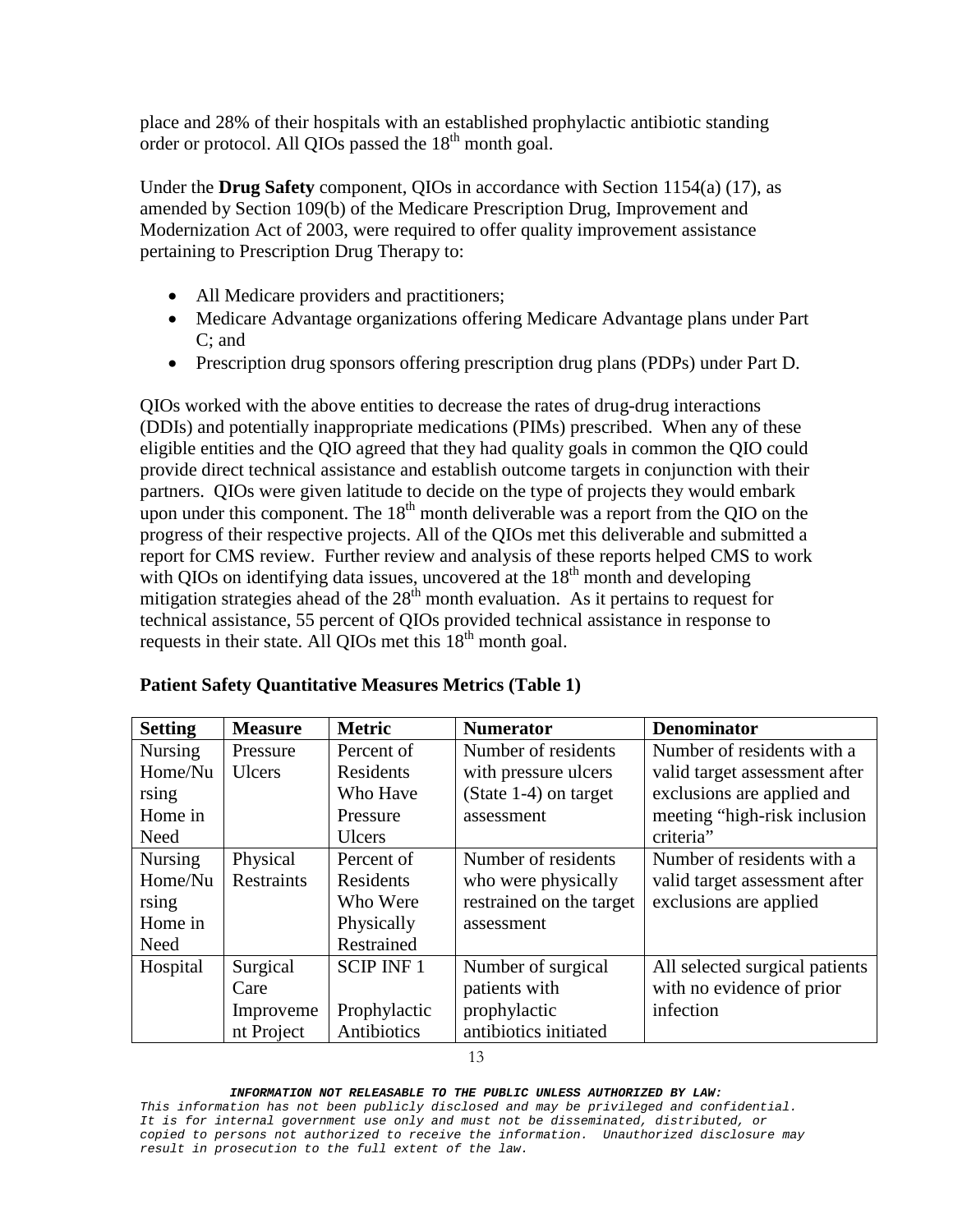place and 28% of their hospitals with an established prophylactic antibiotic standing order or protocol. All QIOs passed the 18th month goal.

Under the **Drug Safety** component, QIOs in accordance with Section 1154(a) (17), as amended by Section 109(b) of the Medicare Prescription Drug, Improvement and Modernization Act of 2003, were required to offer quality improvement assistance pertaining to Prescription Drug Therapy to:

- All Medicare providers and practitioners;
- Medicare Advantage organizations offering Medicare Advantage plans under Part C; and
- Prescription drug sponsors offering prescription drug plans (PDPs) under Part D.

QIOs worked with the above entities to decrease the rates of drug-drug interactions (DDIs) and potentially inappropriate medications (PIMs) prescribed. When any of these eligible entities and the QIO agreed that they had quality goals in common the QIO could provide direct technical assistance and establish outcome targets in conjunction with their partners. QIOs were given latitude to decide on the type of projects they would embark upon under this component. The 18th month deliverable was a report from the QIO on the progress of their respective projects. All of the QIOs met this deliverable and submitted a report for CMS review. Further review and analysis of these reports helped CMS to work with QIOs on identifying data issues, uncovered at the 18th month and developing mitigation strategies ahead of the 28th month evaluation. As it pertains to request for technical assistance, 55 percent of QIOs provided technical assistance in response to requests in their state. All QIOs met this 18th month goal.

**Patient Safety Quantitative Measures Metrics (Table 1)**

| Setting | Measure | Metric | Numerator | Denominator |
|---|---|---|---|---|
| Nursing Home/Nursing Home in Need | Pressure Ulcers | Percent of Residents Who Have Pressure Ulcers | Number of residents with pressure ulcers (State 1-4) on target assessment | Number of residents with a valid target assessment after exclusions are applied and meeting "high-risk inclusion criteria" |
| Nursing Home/Nursing Home in Need | Physical Restraints | Percent of Residents Who Were Physically Restrained | Number of residents who were physically restrained on the target assessment | Number of residents with a valid target assessment after exclusions are applied |
| Hospital | Surgical Care Improvement Project | SCIP INF 1<br><br>Prophylactic Antibiotics | Number of surgical patients with prophylactic antibiotics initiated | All selected surgical patients with no evidence of prior infection |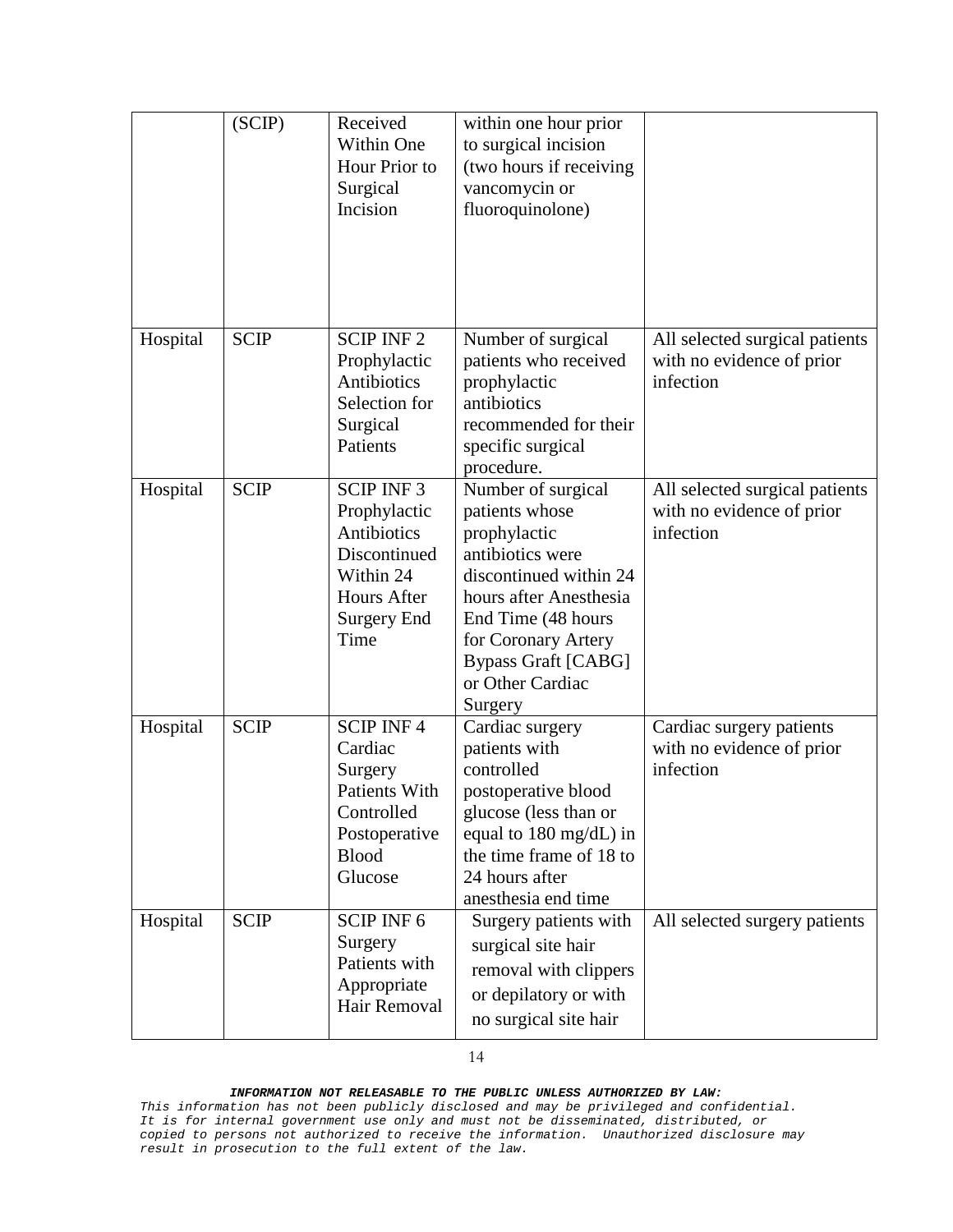| | (SCIP) | Received Within One Hour Prior to Surgical Incision | within one hour prior to surgical incision (two hours if receiving vancomycin or fluoroquinolone) | |
|---|---|---|---|---|
| Hospital | SCIP | SCIP INF 2 Prophylactic Antibiotics Selection for Surgical Patients | Number of surgical patients who received prophylactic antibiotics recommended for their specific surgical procedure. | All selected surgical patients with no evidence of prior infection |
| Hospital | SCIP | SCIP INF 3 Prophylactic Antibiotics Discontinued Within 24 Hours After Surgery End Time | Number of surgical patients whose prophylactic antibiotics were discontinued within 24 hours after Anesthesia End Time (48 hours for Coronary Artery Bypass Graft [CABG] or Other Cardiac Surgery | All selected surgical patients with no evidence of prior infection |
| Hospital | SCIP | SCIP INF 4 Cardiac Surgery Patients With Controlled Postoperative Blood Glucose | Cardiac surgery patients with controlled postoperative blood glucose (less than or equal to 180 mg/dL) in the time frame of 18 to 24 hours after anesthesia end time | Cardiac surgery patients with no evidence of prior infection |
| Hospital | SCIP | SCIP INF 6 Surgery Patients with Appropriate Hair Removal | Surgery patients with surgical site hair removal with clippers or depilatory or with no surgical site hair | All selected surgery patients |

***INFORMATION NOT RELEASABLE TO THE PUBLIC UNLESS AUTHORIZED BY LAW:***
*This information has not been publicly disclosed and may be privileged and confidential. It is for internal government use only and must not be disseminated, distributed, or copied to persons not authorized to receive the information. Unauthorized disclosure may result in prosecution to the full extent of the law.*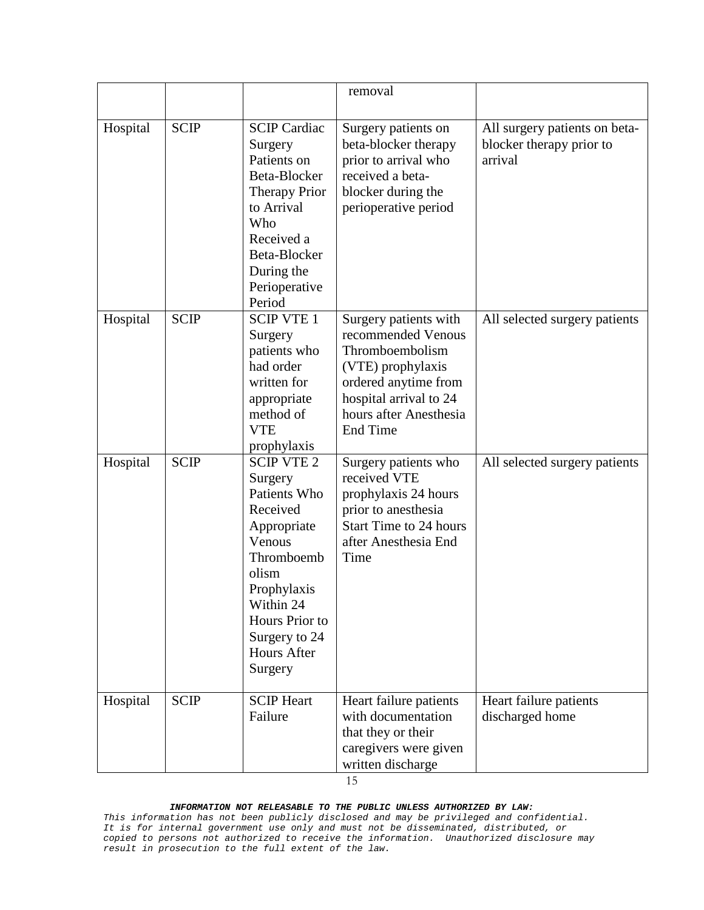| | | | removal | |
|---|---|---|---|---|
| Hospital | SCIP | SCIP Cardiac Surgery Patients on Beta-Blocker Therapy Prior to Arrival Who Received a Beta-Blocker During the Perioperative Period | Surgery patients on beta-blocker therapy prior to arrival who received a beta-blocker during the perioperative period | All surgery patients on beta-blocker therapy prior to arrival |
| Hospital | SCIP | SCIP VTE 1 Surgery patients who had order written for appropriate method of VTE prophylaxis | Surgery patients with recommended Venous Thromboembolism (VTE) prophylaxis ordered anytime from hospital arrival to 24 hours after Anesthesia End Time | All selected surgery patients |
| Hospital | SCIP | SCIP VTE 2 Surgery Patients Who Received Appropriate Venous Thromboembolism Prophylaxis Within 24 Hours Prior to Surgery to 24 Hours After Surgery | Surgery patients who received VTE prophylaxis 24 hours prior to anesthesia Start Time to 24 hours after Anesthesia End Time | All selected surgery patients |
| Hospital | SCIP | SCIP Heart Failure | Heart failure patients with documentation that they or their caregivers were given written discharge | Heart failure patients discharged home |

***INFORMATION NOT RELEASABLE TO THE PUBLIC UNLESS AUTHORIZED BY LAW:***
*This information has not been publicly disclosed and may be privileged and confidential. It is for internal government use only and must not be disseminated, distributed, or copied to persons not authorized to receive the information. Unauthorized disclosure may result in prosecution to the full extent of the law.*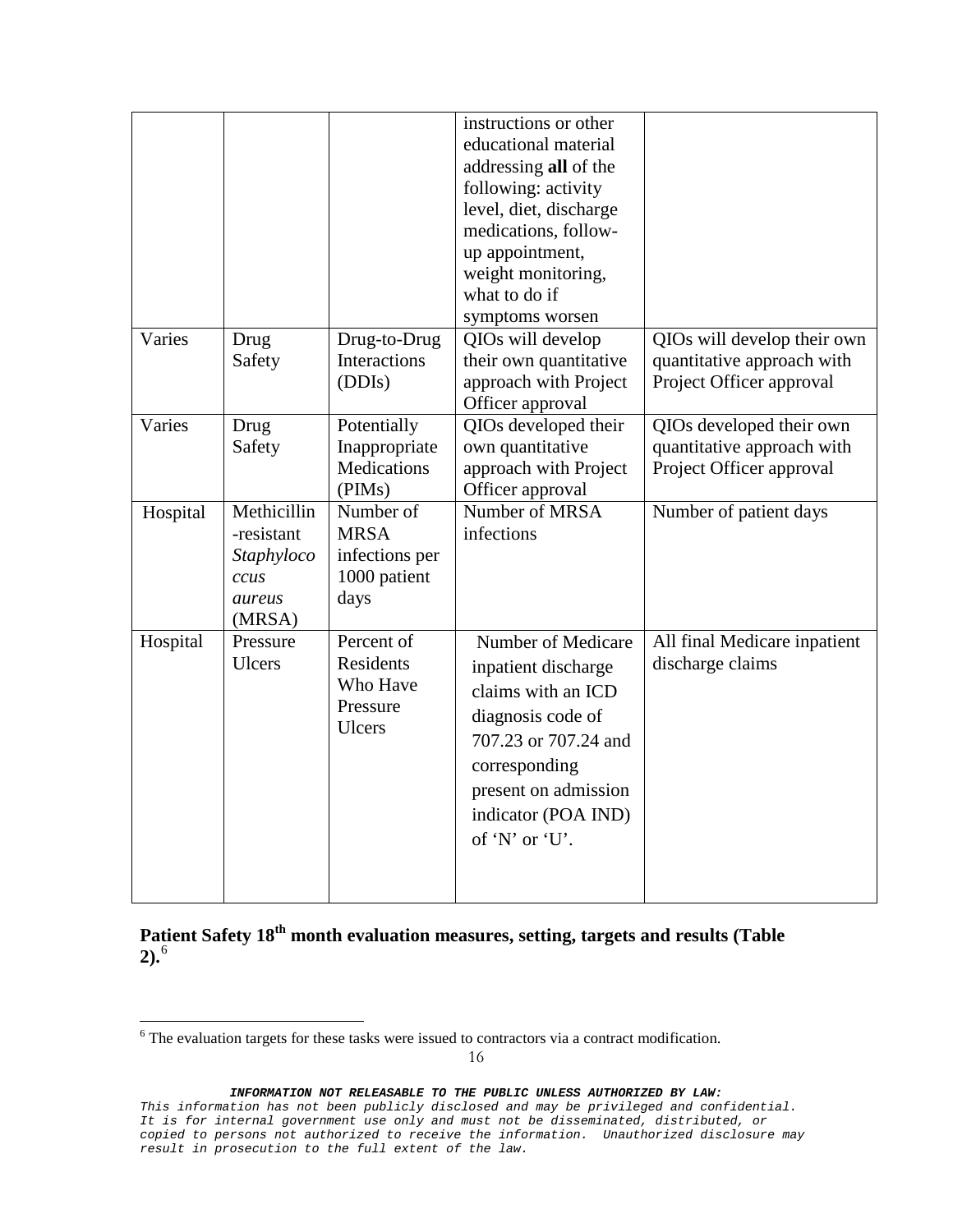| | | | instructions or other educational material addressing **all** of the following: activity level, diet, discharge medications, follow-up appointment, weight monitoring, what to do if symptoms worsen | |
|---|---|---|---|---|
| Varies | Drug Safety | Drug-to-Drug Interactions (DDIs) | QIOs will develop their own quantitative approach with Project Officer approval | QIOs will develop their own quantitative approach with Project Officer approval |
| Varies | Drug Safety | Potentially Inappropriate Medications (PIMs) | QIOs developed their own quantitative approach with Project Officer approval | QIOs developed their own quantitative approach with Project Officer approval |
| Hospital | Methicillin-resistant *Staphylococcus aureus* (MRSA) | Number of MRSA infections per 1000 patient days | Number of MRSA infections | Number of patient days |
| Hospital | Pressure Ulcers | Percent of Residents Who Have Pressure Ulcers | Number of Medicare inpatient discharge claims with an ICD diagnosis code of 707.23 or 707.24 and corresponding present on admission indicator (POA IND) of 'N' or 'U'. | All final Medicare inpatient discharge claims |

**Patient Safety 18th month evaluation measures, setting, targets and results (Table 2).**[6]

[6] The evaluation targets for these tasks were issued to contractors via a contract modification.

***INFORMATION NOT RELEASABLE TO THE PUBLIC UNLESS AUTHORIZED BY LAW:***
*This information has not been publicly disclosed and may be privileged and confidential. It is for internal government use only and must not be disseminated, distributed, or copied to persons not authorized to receive the information. Unauthorized disclosure may result in prosecution to the full extent of the law.*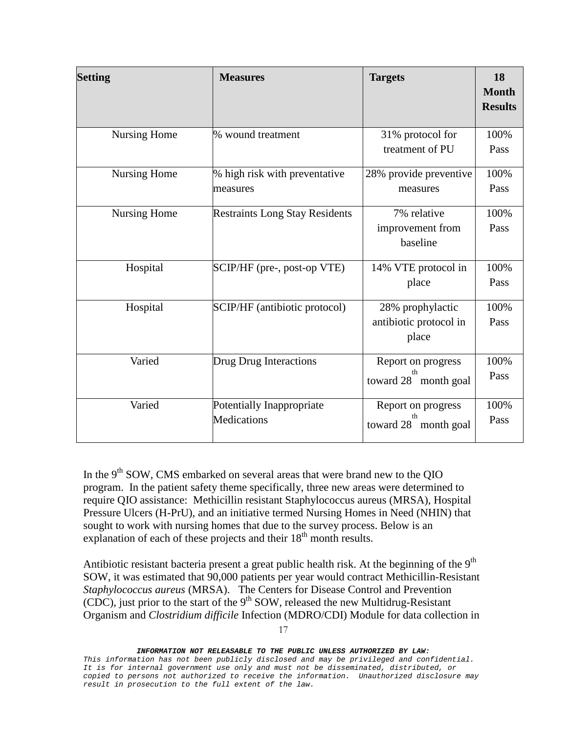| Setting | Measures | Targets | 18 Month Results |
| --- | --- | --- | --- |
| Nursing Home | % wound treatment | 31% protocol for treatment of PU | 100% Pass |
| Nursing Home | % high risk with preventative measures | 28% provide preventive measures | 100% Pass |
| Nursing Home | Restraints Long Stay Residents | 7% relative improvement from baseline | 100% Pass |
| Hospital | SCIP/HF (pre-, post-op VTE) | 14% VTE protocol in place | 100% Pass |
| Hospital | SCIP/HF (antibiotic protocol) | 28% prophylactic antibiotic protocol in place | 100% Pass |
| Varied | Drug Drug Interactions | Report on progress toward 28th month goal | 100% Pass |
| Varied | Potentially Inappropriate Medications | Report on progress toward 28th month goal | 100% Pass |

In the 9th SOW, CMS embarked on several areas that were brand new to the QIO program. In the patient safety theme specifically, three new areas were determined to require QIO assistance: Methicillin resistant Staphylococcus aureus (MRSA), Hospital Pressure Ulcers (H-PrU), and an initiative termed Nursing Homes in Need (NHIN) that sought to work with nursing homes that due to the survey process. Below is an explanation of each of these projects and their 18th month results.

Antibiotic resistant bacteria present a great public health risk. At the beginning of the 9th SOW, it was estimated that 90,000 patients per year would contract Methicillin-Resistant *Staphylococcus aureus* (MRSA). The Centers for Disease Control and Prevention (CDC), just prior to the start of the 9th SOW, released the new Multidrug-Resistant Organism and *Clostridium difficile* Infection (MDRO/CDI) Module for data collection in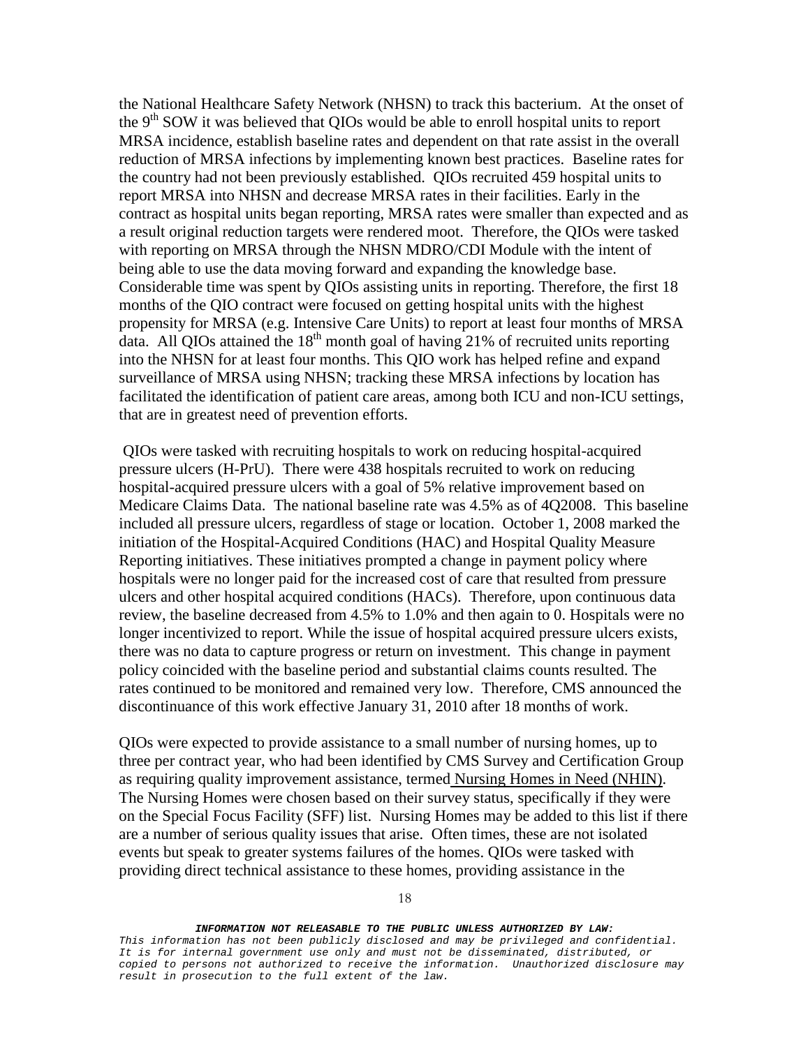the National Healthcare Safety Network (NHSN) to track this bacterium. At the onset of the 9th SOW it was believed that QIOs would be able to enroll hospital units to report MRSA incidence, establish baseline rates and dependent on that rate assist in the overall reduction of MRSA infections by implementing known best practices. Baseline rates for the country had not been previously established. QIOs recruited 459 hospital units to report MRSA into NHSN and decrease MRSA rates in their facilities. Early in the contract as hospital units began reporting, MRSA rates were smaller than expected and as a result original reduction targets were rendered moot. Therefore, the QIOs were tasked with reporting on MRSA through the NHSN MDRO/CDI Module with the intent of being able to use the data moving forward and expanding the knowledge base. Considerable time was spent by QIOs assisting units in reporting. Therefore, the first 18 months of the QIO contract were focused on getting hospital units with the highest propensity for MRSA (e.g. Intensive Care Units) to report at least four months of MRSA data. All QIOs attained the 18th month goal of having 21% of recruited units reporting into the NHSN for at least four months. This QIO work has helped refine and expand surveillance of MRSA using NHSN; tracking these MRSA infections by location has facilitated the identification of patient care areas, among both ICU and non-ICU settings, that are in greatest need of prevention efforts.

QIOs were tasked with recruiting hospitals to work on reducing hospital-acquired pressure ulcers (H-PrU). There were 438 hospitals recruited to work on reducing hospital-acquired pressure ulcers with a goal of 5% relative improvement based on Medicare Claims Data. The national baseline rate was 4.5% as of 4Q2008. This baseline included all pressure ulcers, regardless of stage or location. October 1, 2008 marked the initiation of the Hospital-Acquired Conditions (HAC) and Hospital Quality Measure Reporting initiatives. These initiatives prompted a change in payment policy where hospitals were no longer paid for the increased cost of care that resulted from pressure ulcers and other hospital acquired conditions (HACs). Therefore, upon continuous data review, the baseline decreased from 4.5% to 1.0% and then again to 0. Hospitals were no longer incentivized to report. While the issue of hospital acquired pressure ulcers exists, there was no data to capture progress or return on investment. This change in payment policy coincided with the baseline period and substantial claims counts resulted. The rates continued to be monitored and remained very low. Therefore, CMS announced the discontinuance of this work effective January 31, 2010 after 18 months of work.

QIOs were expected to provide assistance to a small number of nursing homes, up to three per contract year, who had been identified by CMS Survey and Certification Group as requiring quality improvement assistance, termed Nursing Homes in Need (NHIN). The Nursing Homes were chosen based on their survey status, specifically if they were on the Special Focus Facility (SFF) list. Nursing Homes may be added to this list if there are a number of serious quality issues that arise. Often times, these are not isolated events but speak to greater systems failures of the homes. QIOs were tasked with providing direct technical assistance to these homes, providing assistance in the

***INFORMATION NOT RELEASABLE TO THE PUBLIC UNLESS AUTHORIZED BY LAW:***
*This information has not been publicly disclosed and may be privileged and confidential. It is for internal government use only and must not be disseminated, distributed, or copied to persons not authorized to receive the information. Unauthorized disclosure may result in prosecution to the full extent of the law.*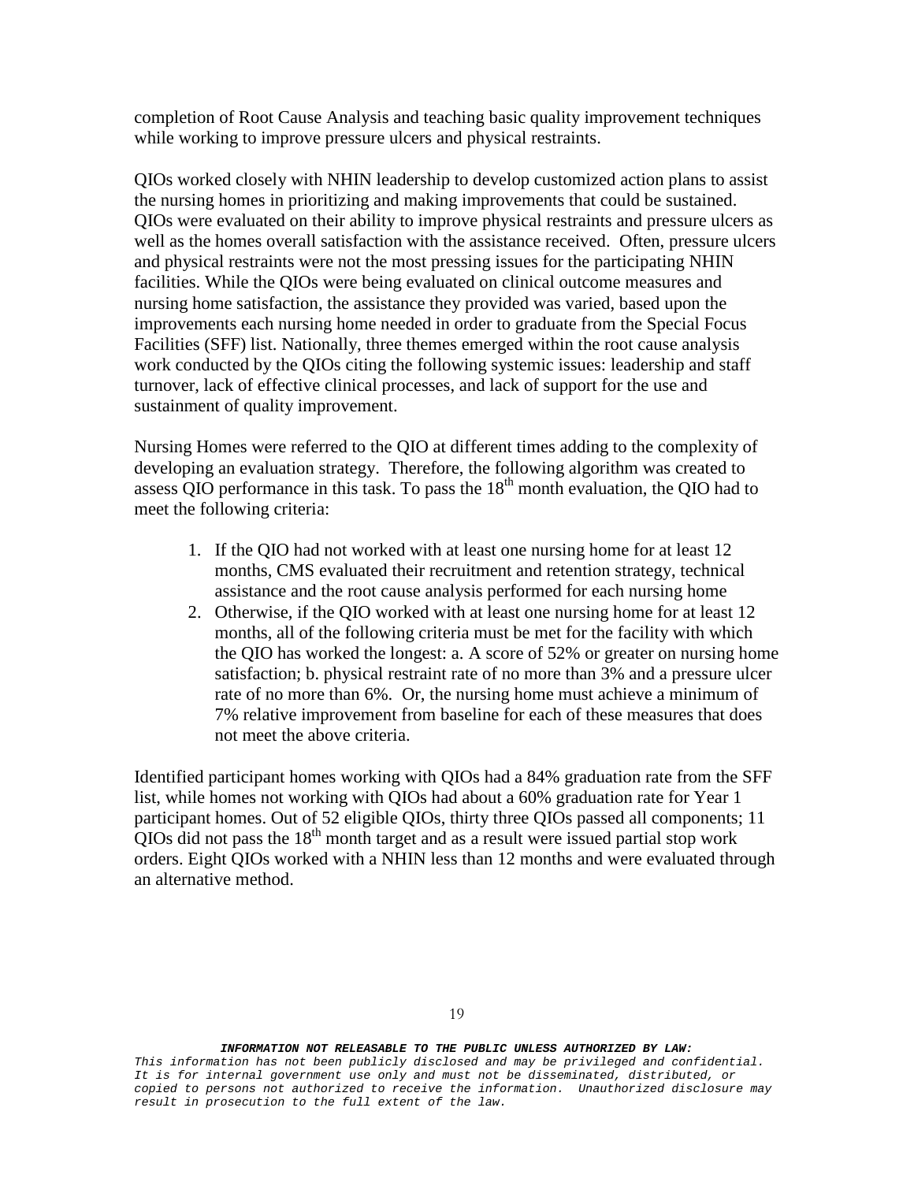completion of Root Cause Analysis and teaching basic quality improvement techniques while working to improve pressure ulcers and physical restraints.

QIOs worked closely with NHIN leadership to develop customized action plans to assist the nursing homes in prioritizing and making improvements that could be sustained. QIOs were evaluated on their ability to improve physical restraints and pressure ulcers as well as the homes overall satisfaction with the assistance received. Often, pressure ulcers and physical restraints were not the most pressing issues for the participating NHIN facilities. While the QIOs were being evaluated on clinical outcome measures and nursing home satisfaction, the assistance they provided was varied, based upon the improvements each nursing home needed in order to graduate from the Special Focus Facilities (SFF) list. Nationally, three themes emerged within the root cause analysis work conducted by the QIOs citing the following systemic issues: leadership and staff turnover, lack of effective clinical processes, and lack of support for the use and sustainment of quality improvement.

Nursing Homes were referred to the QIO at different times adding to the complexity of developing an evaluation strategy. Therefore, the following algorithm was created to assess QIO performance in this task. To pass the 18th month evaluation, the QIO had to meet the following criteria:

1. If the QIO had not worked with at least one nursing home for at least 12 months, CMS evaluated their recruitment and retention strategy, technical assistance and the root cause analysis performed for each nursing home
2. Otherwise, if the QIO worked with at least one nursing home for at least 12 months, all of the following criteria must be met for the facility with which the QIO has worked the longest: a. A score of 52% or greater on nursing home satisfaction; b. physical restraint rate of no more than 3% and a pressure ulcer rate of no more than 6%. Or, the nursing home must achieve a minimum of 7% relative improvement from baseline for each of these measures that does not meet the above criteria.

Identified participant homes working with QIOs had a 84% graduation rate from the SFF list, while homes not working with QIOs had about a 60% graduation rate for Year 1 participant homes. Out of 52 eligible QIOs, thirty three QIOs passed all components; 11 QIOs did not pass the 18th month target and as a result were issued partial stop work orders. Eight QIOs worked with a NHIN less than 12 months and were evaluated through an alternative method.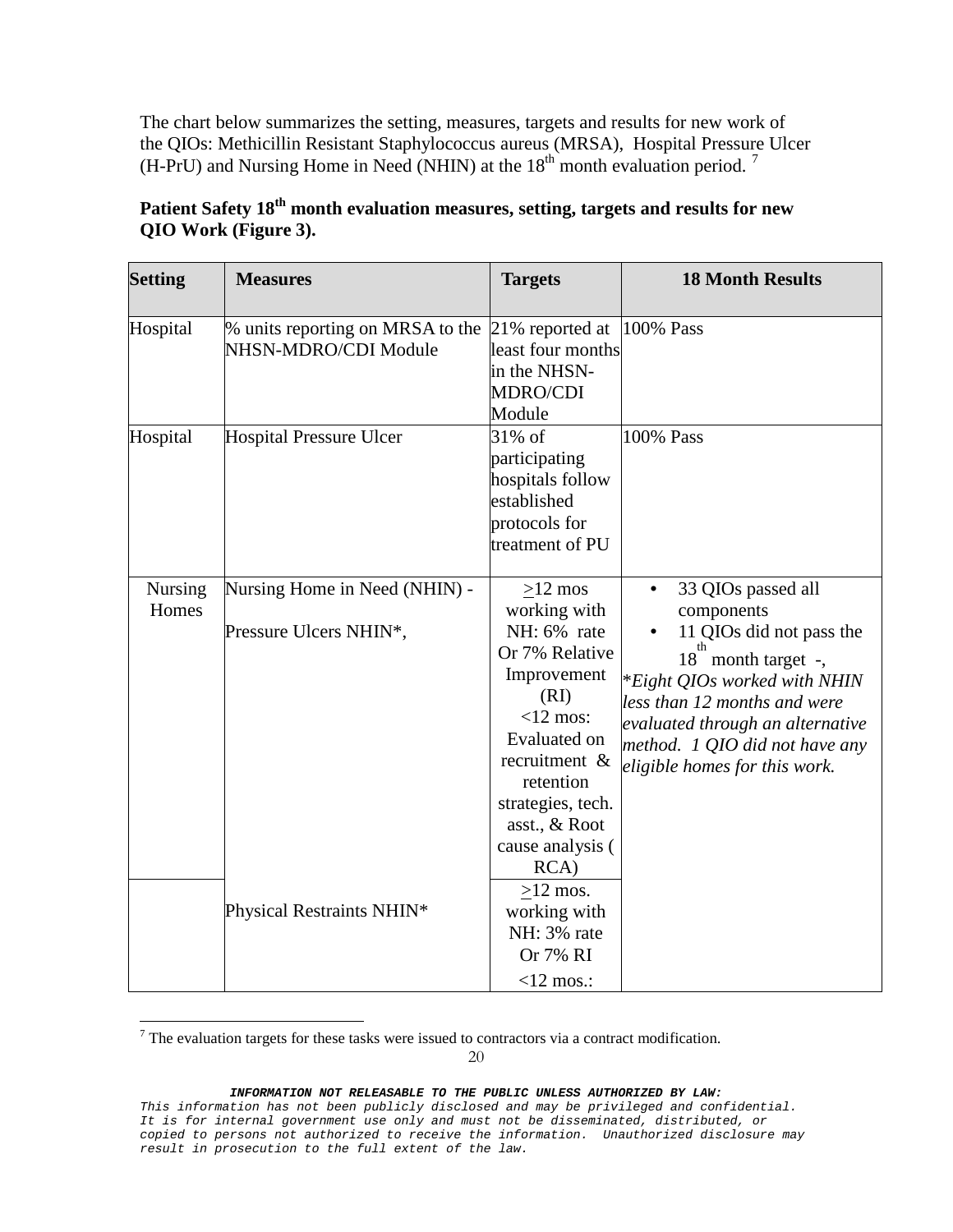The chart below summarizes the setting, measures, targets and results for new work of the QIOs: Methicillin Resistant Staphylococcus aureus (MRSA), Hospital Pressure Ulcer (H-PrU) and Nursing Home in Need (NHIN) at the 18th month evaluation period. [7]

**Patient Safety 18th month evaluation measures, setting, targets and results for new QIO Work (Figure 3).**

| Setting | Measures | Targets | 18 Month Results |
|---|---|---|---|
| Hospital | % units reporting on MRSA to the NHSN-MDRO/CDI Module | 21% reported at least four months in the NHSN-MDRO/CDI Module | 100% Pass |
| Hospital | Hospital Pressure Ulcer | 31% of participating hospitals follow established protocols for treatment of PU | 100% Pass |
| Nursing Homes | Nursing Home in Need (NHIN) - Pressure Ulcers NHIN*, | ≥12 mos working with NH: 6% rate Or 7% Relative Improvement (RI) <12 mos: Evaluated on recruitment & retention strategies, tech. asst., & Root cause analysis ( RCA) | • 33 QIOs passed all components • 11 QIOs did not pass the 18th month target -, *Eight QIOs worked with NHIN less than 12 months and were evaluated through an alternative method. 1 QIO did not have any eligible homes for this work.* |
| | Physical Restraints NHIN* | ≥12 mos. working with NH: 3% rate Or 7% RI <12 mos.: | |

[7] The evaluation targets for these tasks were issued to contractors via a contract modification.

***INFORMATION NOT RELEASABLE TO THE PUBLIC UNLESS AUTHORIZED BY LAW:***
*This information has not been publicly disclosed and may be privileged and confidential. It is for internal government use only and must not be disseminated, distributed, or copied to persons not authorized to receive the information. Unauthorized disclosure may result in prosecution to the full extent of the law.*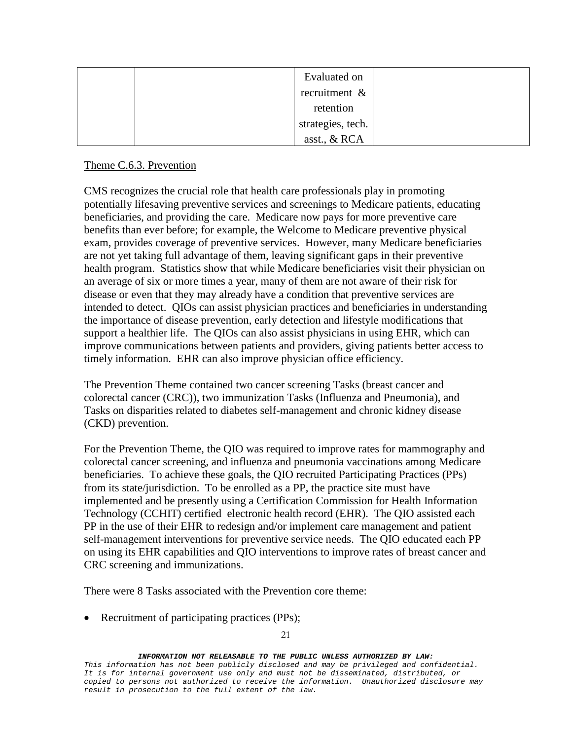| | | Evaluated on recruitment & retention strategies, tech. asst., & RCA | |
|---|---|---|---|

Theme C.6.3. Prevention

CMS recognizes the crucial role that health care professionals play in promoting potentially lifesaving preventive services and screenings to Medicare patients, educating beneficiaries, and providing the care. Medicare now pays for more preventive care benefits than ever before; for example, the Welcome to Medicare preventive physical exam, provides coverage of preventive services. However, many Medicare beneficiaries are not yet taking full advantage of them, leaving significant gaps in their preventive health program. Statistics show that while Medicare beneficiaries visit their physician on an average of six or more times a year, many of them are not aware of their risk for disease or even that they may already have a condition that preventive services are intended to detect. QIOs can assist physician practices and beneficiaries in understanding the importance of disease prevention, early detection and lifestyle modifications that support a healthier life. The QIOs can also assist physicians in using EHR, which can improve communications between patients and providers, giving patients better access to timely information. EHR can also improve physician office efficiency.

The Prevention Theme contained two cancer screening Tasks (breast cancer and colorectal cancer (CRC)), two immunization Tasks (Influenza and Pneumonia), and Tasks on disparities related to diabetes self-management and chronic kidney disease (CKD) prevention.

For the Prevention Theme, the QIO was required to improve rates for mammography and colorectal cancer screening, and influenza and pneumonia vaccinations among Medicare beneficiaries. To achieve these goals, the QIO recruited Participating Practices (PPs) from its state/jurisdiction. To be enrolled as a PP, the practice site must have implemented and be presently using a Certification Commission for Health Information Technology (CCHIT) certified electronic health record (EHR). The QIO assisted each PP in the use of their EHR to redesign and/or implement care management and patient self-management interventions for preventive service needs. The QIO educated each PP on using its EHR capabilities and QIO interventions to improve rates of breast cancer and CRC screening and immunizations.

There were 8 Tasks associated with the Prevention core theme:

- Recruitment of participating practices (PPs);

***INFORMATION NOT RELEASABLE TO THE PUBLIC UNLESS AUTHORIZED BY LAW:***
*This information has not been publicly disclosed and may be privileged and confidential. It is for internal government use only and must not be disseminated, distributed, or copied to persons not authorized to receive the information. Unauthorized disclosure may result in prosecution to the full extent of the law.*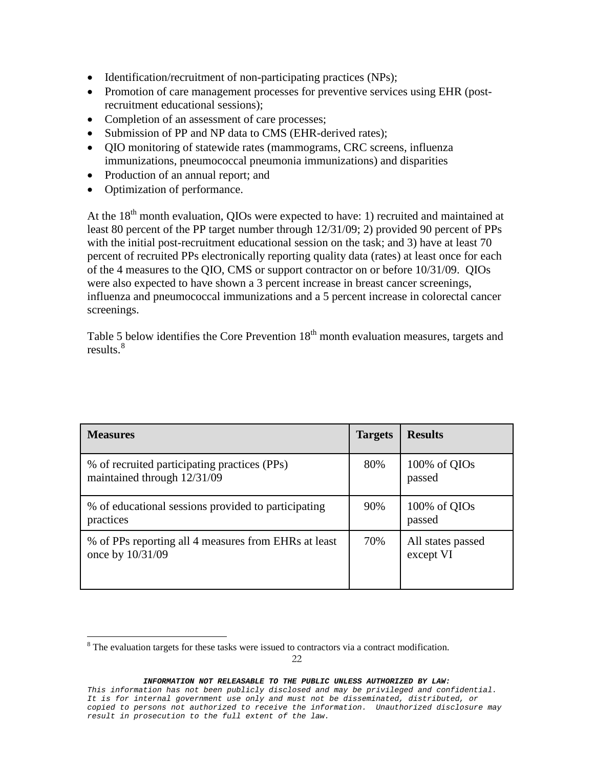- Identification/recruitment of non-participating practices (NPs);
- Promotion of care management processes for preventive services using EHR (post-recruitment educational sessions);
- Completion of an assessment of care processes;
- Submission of PP and NP data to CMS (EHR-derived rates);
- QIO monitoring of statewide rates (mammograms, CRC screens, influenza immunizations, pneumococcal pneumonia immunizations) and disparities
- Production of an annual report; and
- Optimization of performance.

At the 18th month evaluation, QIOs were expected to have: 1) recruited and maintained at least 80 percent of the PP target number through 12/31/09; 2) provided 90 percent of PPs with the initial post-recruitment educational session on the task; and 3) have at least 70 percent of recruited PPs electronically reporting quality data (rates) at least once for each of the 4 measures to the QIO, CMS or support contractor on or before 10/31/09. QIOs were also expected to have shown a 3 percent increase in breast cancer screenings, influenza and pneumococcal immunizations and a 5 percent increase in colorectal cancer screenings.

Table 5 below identifies the Core Prevention 18th month evaluation measures, targets and results.[8]

| Measures | Targets | Results |
|---|---|---|
| % of recruited participating practices (PPs) maintained through 12/31/09 | 80% | 100% of QIOs passed |
| % of educational sessions provided to participating practices | 90% | 100% of QIOs passed |
| % of PPs reporting all 4 measures from EHRs at least once by 10/31/09 | 70% | All states passed except VI |

[8] The evaluation targets for these tasks were issued to contractors via a contract modification.

**INFORMATION NOT RELEASABLE TO THE PUBLIC UNLESS AUTHORIZED BY LAW:**
*This information has not been publicly disclosed and may be privileged and confidential. It is for internal government use only and must not be disseminated, distributed, or copied to persons not authorized to receive the information. Unauthorized disclosure may result in prosecution to the full extent of the law.*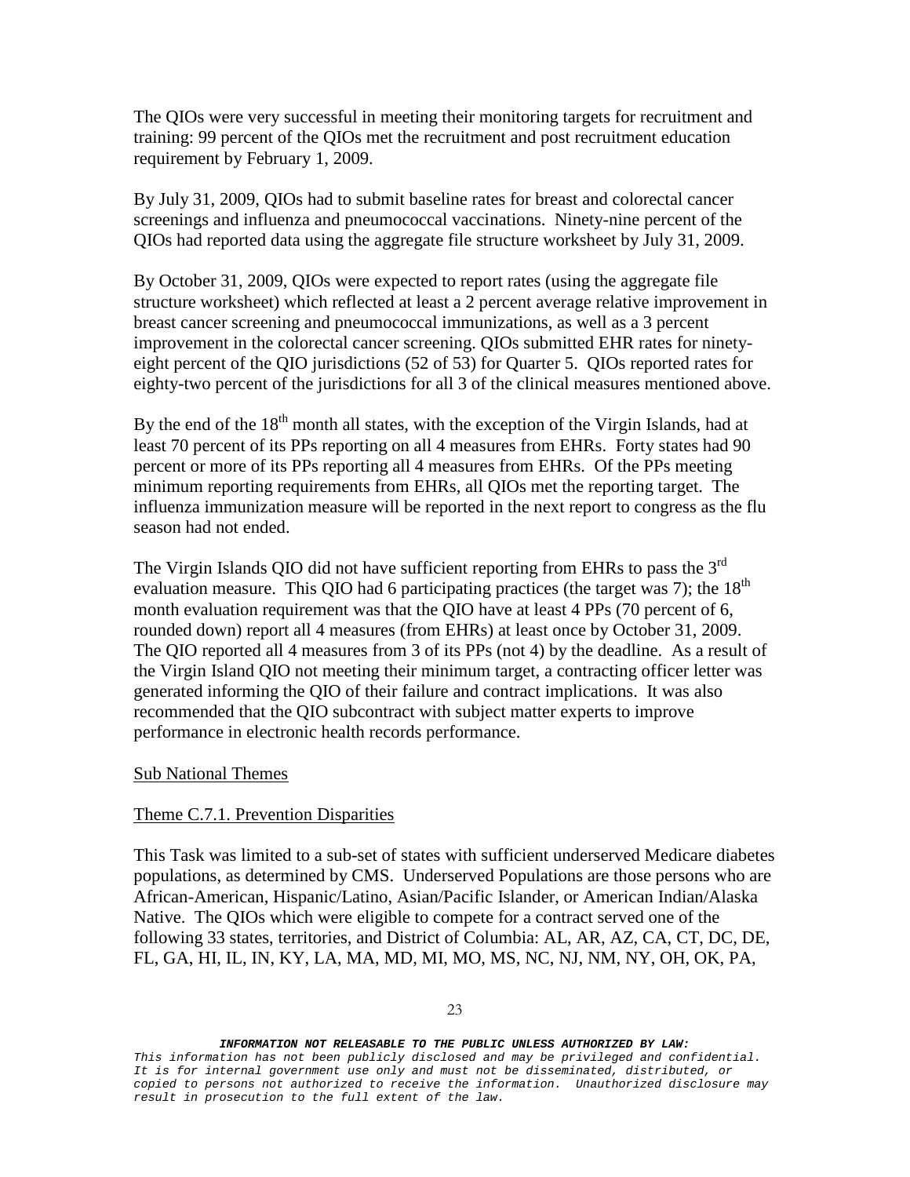The QIOs were very successful in meeting their monitoring targets for recruitment and training: 99 percent of the QIOs met the recruitment and post recruitment education requirement by February 1, 2009.

By July 31, 2009, QIOs had to submit baseline rates for breast and colorectal cancer screenings and influenza and pneumococcal vaccinations. Ninety-nine percent of the QIOs had reported data using the aggregate file structure worksheet by July 31, 2009.

By October 31, 2009, QIOs were expected to report rates (using the aggregate file structure worksheet) which reflected at least a 2 percent average relative improvement in breast cancer screening and pneumococcal immunizations, as well as a 3 percent improvement in the colorectal cancer screening. QIOs submitted EHR rates for ninety-eight percent of the QIO jurisdictions (52 of 53) for Quarter 5. QIOs reported rates for eighty-two percent of the jurisdictions for all 3 of the clinical measures mentioned above.

By the end of the 18th month all states, with the exception of the Virgin Islands, had at least 70 percent of its PPs reporting on all 4 measures from EHRs. Forty states had 90 percent or more of its PPs reporting all 4 measures from EHRs. Of the PPs meeting minimum reporting requirements from EHRs, all QIOs met the reporting target. The influenza immunization measure will be reported in the next report to congress as the flu season had not ended.

The Virgin Islands QIO did not have sufficient reporting from EHRs to pass the 3rd evaluation measure. This QIO had 6 participating practices (the target was 7); the 18th month evaluation requirement was that the QIO have at least 4 PPs (70 percent of 6, rounded down) report all 4 measures (from EHRs) at least once by October 31, 2009. The QIO reported all 4 measures from 3 of its PPs (not 4) by the deadline. As a result of the Virgin Island QIO not meeting their minimum target, a contracting officer letter was generated informing the QIO of their failure and contract implications. It was also recommended that the QIO subcontract with subject matter experts to improve performance in electronic health records performance.

Sub National Themes

Theme C.7.1. Prevention Disparities

This Task was limited to a sub-set of states with sufficient underserved Medicare diabetes populations, as determined by CMS. Underserved Populations are those persons who are African-American, Hispanic/Latino, Asian/Pacific Islander, or American Indian/Alaska Native. The QIOs which were eligible to compete for a contract served one of the following 33 states, territories, and District of Columbia: AL, AR, AZ, CA, CT, DC, DE, FL, GA, HI, IL, IN, KY, LA, MA, MD, MI, MO, MS, NC, NJ, NM, NY, OH, OK, PA,

***INFORMATION NOT RELEASABLE TO THE PUBLIC UNLESS AUTHORIZED BY LAW:***
*This information has not been publicly disclosed and may be privileged and confidential. It is for internal government use only and must not be disseminated, distributed, or copied to persons not authorized to receive the information. Unauthorized disclosure may result in prosecution to the full extent of the law.*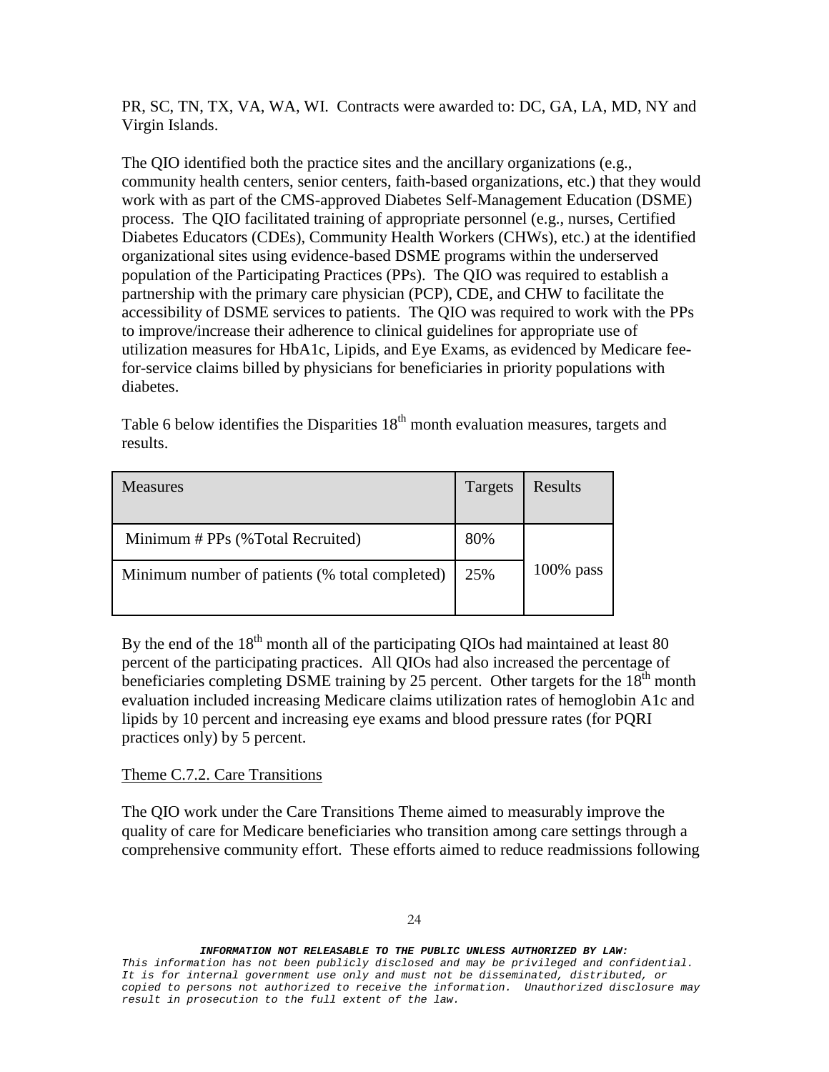PR, SC, TN, TX, VA, WA, WI. Contracts were awarded to: DC, GA, LA, MD, NY and Virgin Islands.

The QIO identified both the practice sites and the ancillary organizations (e.g., community health centers, senior centers, faith-based organizations, etc.) that they would work with as part of the CMS-approved Diabetes Self-Management Education (DSME) process. The QIO facilitated training of appropriate personnel (e.g., nurses, Certified Diabetes Educators (CDEs), Community Health Workers (CHWs), etc.) at the identified organizational sites using evidence-based DSME programs within the underserved population of the Participating Practices (PPs). The QIO was required to establish a partnership with the primary care physician (PCP), CDE, and CHW to facilitate the accessibility of DSME services to patients. The QIO was required to work with the PPs to improve/increase their adherence to clinical guidelines for appropriate use of utilization measures for HbA1c, Lipids, and Eye Exams, as evidenced by Medicare fee-for-service claims billed by physicians for beneficiaries in priority populations with diabetes.

Table 6 below identifies the Disparities 18th month evaluation measures, targets and results.

| Measures | Targets | Results |
|---|---|---|
| Minimum # PPs (%Total Recruited) | 80% | 100% pass |
| Minimum number of patients (% total completed) | 25% | |

By the end of the 18th month all of the participating QIOs had maintained at least 80 percent of the participating practices. All QIOs had also increased the percentage of beneficiaries completing DSME training by 25 percent. Other targets for the 18th month evaluation included increasing Medicare claims utilization rates of hemoglobin A1c and lipids by 10 percent and increasing eye exams and blood pressure rates (for PQRI practices only) by 5 percent.

Theme C.7.2. Care Transitions

The QIO work under the Care Transitions Theme aimed to measurably improve the quality of care for Medicare beneficiaries who transition among care settings through a comprehensive community effort. These efforts aimed to reduce readmissions following

***INFORMATION NOT RELEASABLE TO THE PUBLIC UNLESS AUTHORIZED BY LAW:***
*This information has not been publicly disclosed and may be privileged and confidential. It is for internal government use only and must not be disseminated, distributed, or copied to persons not authorized to receive the information. Unauthorized disclosure may result in prosecution to the full extent of the law.*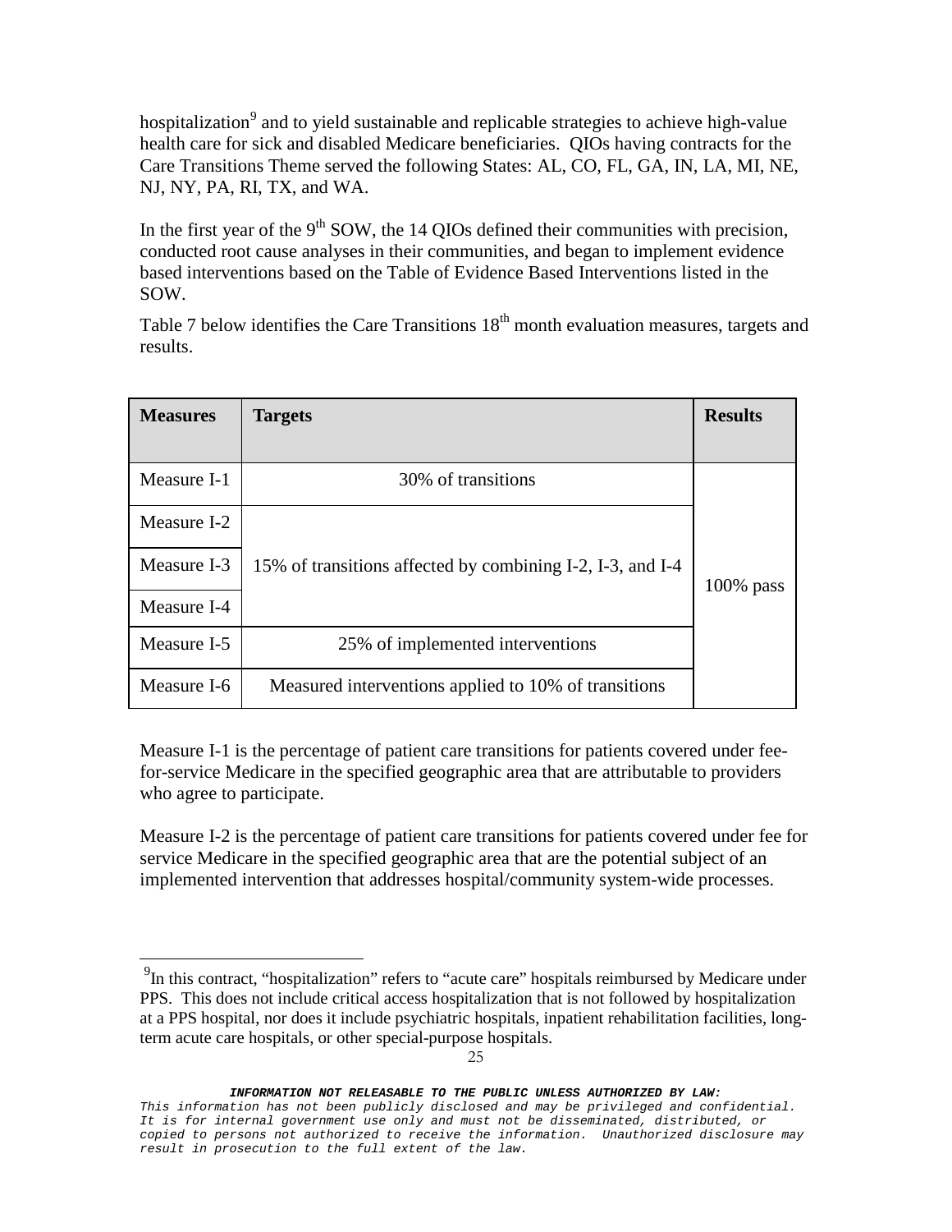hospitalization[9] and to yield sustainable and replicable strategies to achieve high-value health care for sick and disabled Medicare beneficiaries. QIOs having contracts for the Care Transitions Theme served the following States: AL, CO, FL, GA, IN, LA, MI, NE, NJ, NY, PA, RI, TX, and WA.

In the first year of the 9th SOW, the 14 QIOs defined their communities with precision, conducted root cause analyses in their communities, and began to implement evidence based interventions based on the Table of Evidence Based Interventions listed in the SOW.

Table 7 below identifies the Care Transitions 18th month evaluation measures, targets and results.

| Measures | Targets | Results |
|---|---|---|
| Measure I-1 | 30% of transitions | 100% pass |
| Measure I-2 | 15% of transitions affected by combining I-2, I-3, and I-4 | |
| Measure I-3 | | |
| Measure I-4 | | |
| Measure I-5 | 25% of implemented interventions | |
| Measure I-6 | Measured interventions applied to 10% of transitions | |

Measure I-1 is the percentage of patient care transitions for patients covered under fee-for-service Medicare in the specified geographic area that are attributable to providers who agree to participate.

Measure I-2 is the percentage of patient care transitions for patients covered under fee for service Medicare in the specified geographic area that are the potential subject of an implemented intervention that addresses hospital/community system-wide processes.

[9] In this contract, "hospitalization" refers to "acute care" hospitals reimbursed by Medicare under PPS. This does not include critical access hospitalization that is not followed by hospitalization at a PPS hospital, nor does it include psychiatric hospitals, inpatient rehabilitation facilities, long-term acute care hospitals, or other special-purpose hospitals.

**INFORMATION NOT RELEASABLE TO THE PUBLIC UNLESS AUTHORIZED BY LAW:**
*This information has not been publicly disclosed and may be privileged and confidential. It is for internal government use only and must not be disseminated, distributed, or copied to persons not authorized to receive the information. Unauthorized disclosure may result in prosecution to the full extent of the law.*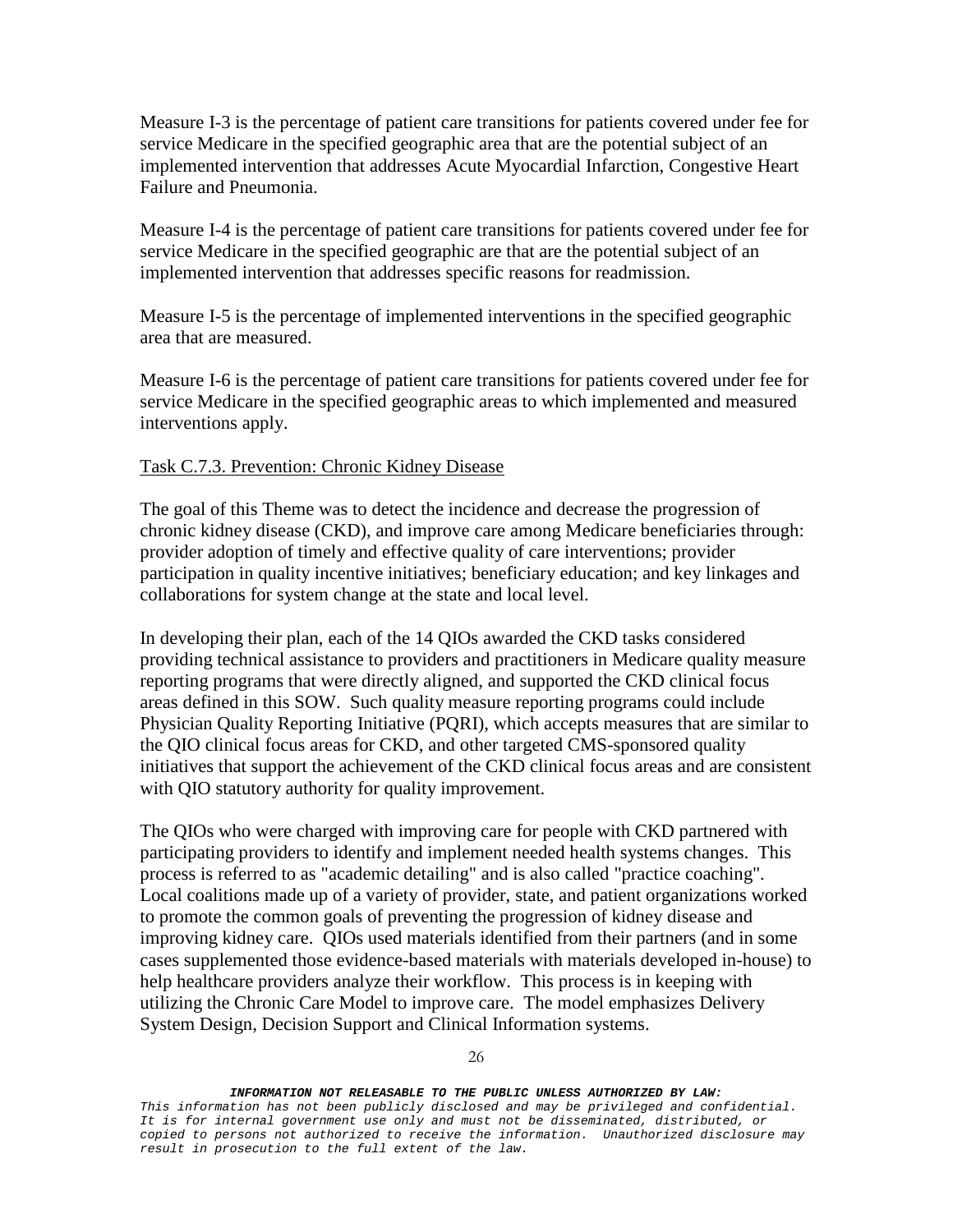Measure I-3 is the percentage of patient care transitions for patients covered under fee for service Medicare in the specified geographic area that are the potential subject of an implemented intervention that addresses Acute Myocardial Infarction, Congestive Heart Failure and Pneumonia.

Measure I-4 is the percentage of patient care transitions for patients covered under fee for service Medicare in the specified geographic are that are the potential subject of an implemented intervention that addresses specific reasons for readmission.

Measure I-5 is the percentage of implemented interventions in the specified geographic area that are measured.

Measure I-6 is the percentage of patient care transitions for patients covered under fee for service Medicare in the specified geographic areas to which implemented and measured interventions apply.

Task C.7.3. Prevention: Chronic Kidney Disease

The goal of this Theme was to detect the incidence and decrease the progression of chronic kidney disease (CKD), and improve care among Medicare beneficiaries through: provider adoption of timely and effective quality of care interventions; provider participation in quality incentive initiatives; beneficiary education; and key linkages and collaborations for system change at the state and local level.

In developing their plan, each of the 14 QIOs awarded the CKD tasks considered providing technical assistance to providers and practitioners in Medicare quality measure reporting programs that were directly aligned, and supported the CKD clinical focus areas defined in this SOW. Such quality measure reporting programs could include Physician Quality Reporting Initiative (PQRI), which accepts measures that are similar to the QIO clinical focus areas for CKD, and other targeted CMS-sponsored quality initiatives that support the achievement of the CKD clinical focus areas and are consistent with QIO statutory authority for quality improvement.

The QIOs who were charged with improving care for people with CKD partnered with participating providers to identify and implement needed health systems changes. This process is referred to as "academic detailing" and is also called "practice coaching". Local coalitions made up of a variety of provider, state, and patient organizations worked to promote the common goals of preventing the progression of kidney disease and improving kidney care. QIOs used materials identified from their partners (and in some cases supplemented those evidence-based materials with materials developed in-house) to help healthcare providers analyze their workflow. This process is in keeping with utilizing the Chronic Care Model to improve care. The model emphasizes Delivery System Design, Decision Support and Clinical Information systems.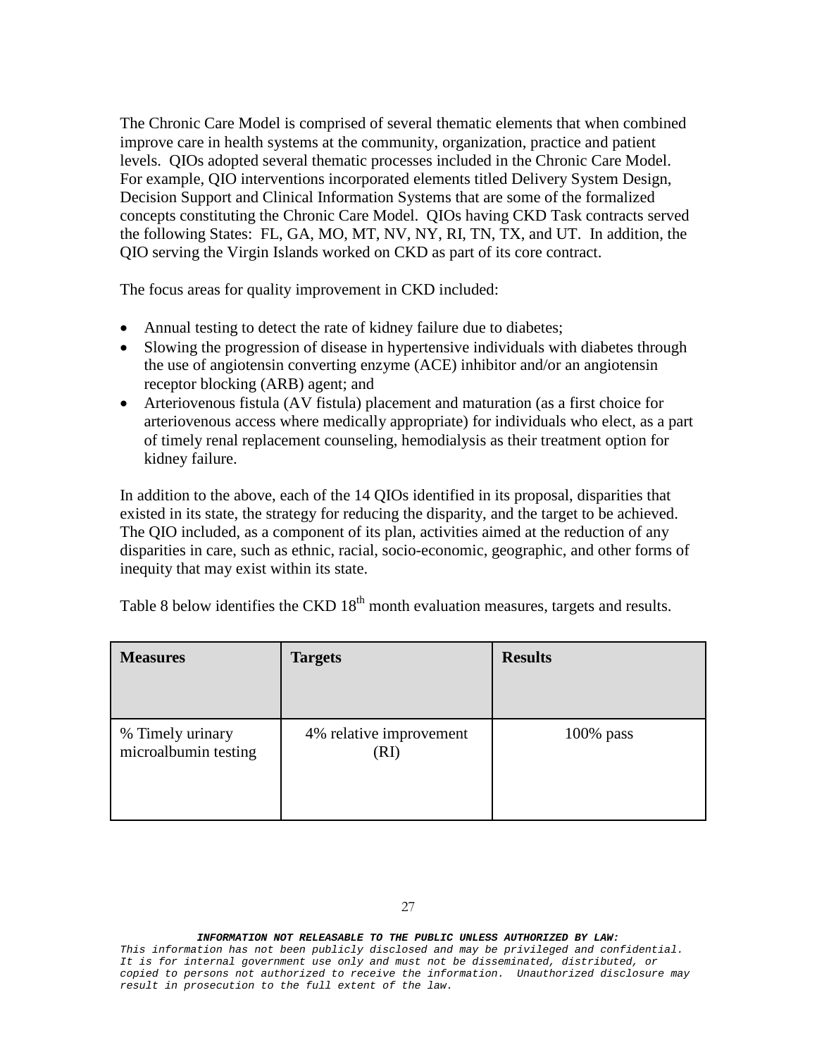The Chronic Care Model is comprised of several thematic elements that when combined improve care in health systems at the community, organization, practice and patient levels. QIOs adopted several thematic processes included in the Chronic Care Model. For example, QIO interventions incorporated elements titled Delivery System Design, Decision Support and Clinical Information Systems that are some of the formalized concepts constituting the Chronic Care Model. QIOs having CKD Task contracts served the following States: FL, GA, MO, MT, NV, NY, RI, TN, TX, and UT. In addition, the QIO serving the Virgin Islands worked on CKD as part of its core contract.

The focus areas for quality improvement in CKD included:

- Annual testing to detect the rate of kidney failure due to diabetes;
- Slowing the progression of disease in hypertensive individuals with diabetes through the use of angiotensin converting enzyme (ACE) inhibitor and/or an angiotensin receptor blocking (ARB) agent; and
- Arteriovenous fistula (AV fistula) placement and maturation (as a first choice for arteriovenous access where medically appropriate) for individuals who elect, as a part of timely renal replacement counseling, hemodialysis as their treatment option for kidney failure.

In addition to the above, each of the 14 QIOs identified in its proposal, disparities that existed in its state, the strategy for reducing the disparity, and the target to be achieved. The QIO included, as a component of its plan, activities aimed at the reduction of any disparities in care, such as ethnic, racial, socio-economic, geographic, and other forms of inequity that may exist within its state.

Table 8 below identifies the CKD 18th month evaluation measures, targets and results.

| Measures | Targets | Results |
|---|---|---|
| % Timely urinary microalbumin testing | 4% relative improvement (RI) | 100% pass |

***INFORMATION NOT RELEASABLE TO THE PUBLIC UNLESS AUTHORIZED BY LAW:***
*This information has not been publicly disclosed and may be privileged and confidential. It is for internal government use only and must not be disseminated, distributed, or copied to persons not authorized to receive the information. Unauthorized disclosure may result in prosecution to the full extent of the law.*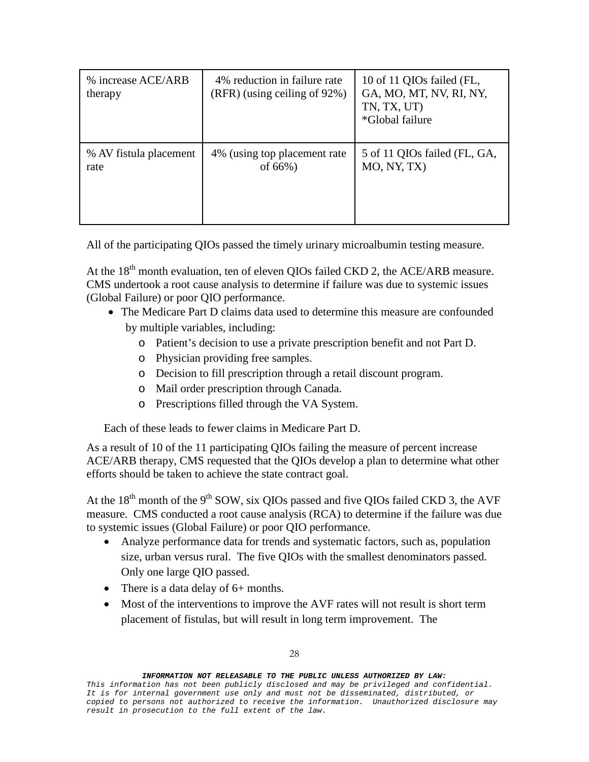| % increase ACE/ARB therapy | 4% reduction in failure rate (RFR) (using ceiling of 92%) | 10 of 11 QIOs failed (FL, GA, MO, MT, NV, RI, NY, TN, TX, UT) *Global failure |
|---|---|---|
| % AV fistula placement rate | 4% (using top placement rate of 66%) | 5 of 11 QIOs failed (FL, GA, MO, NY, TX) |

All of the participating QIOs passed the timely urinary microalbumin testing measure.

At the 18th month evaluation, ten of eleven QIOs failed CKD 2, the ACE/ARB measure. CMS undertook a root cause analysis to determine if failure was due to systemic issues (Global Failure) or poor QIO performance.

- The Medicare Part D claims data used to determine this measure are confounded by multiple variables, including:
  - Patient's decision to use a private prescription benefit and not Part D.
  - Physician providing free samples.
  - Decision to fill prescription through a retail discount program.
  - Mail order prescription through Canada.
  - Prescriptions filled through the VA System.

Each of these leads to fewer claims in Medicare Part D.

As a result of 10 of the 11 participating QIOs failing the measure of percent increase ACE/ARB therapy, CMS requested that the QIOs develop a plan to determine what other efforts should be taken to achieve the state contract goal.

At the 18th month of the 9th SOW, six QIOs passed and five QIOs failed CKD 3, the AVF measure. CMS conducted a root cause analysis (RCA) to determine if the failure was due to systemic issues (Global Failure) or poor QIO performance.

- Analyze performance data for trends and systematic factors, such as, population size, urban versus rural. The five QIOs with the smallest denominators passed. Only one large QIO passed.
- There is a data delay of 6+ months.
- Most of the interventions to improve the AVF rates will not result is short term placement of fistulas, but will result in long term improvement. The

***INFORMATION NOT RELEASABLE TO THE PUBLIC UNLESS AUTHORIZED BY LAW:***
*This information has not been publicly disclosed and may be privileged and confidential. It is for internal government use only and must not be disseminated, distributed, or copied to persons not authorized to receive the information. Unauthorized disclosure may result in prosecution to the full extent of the law.*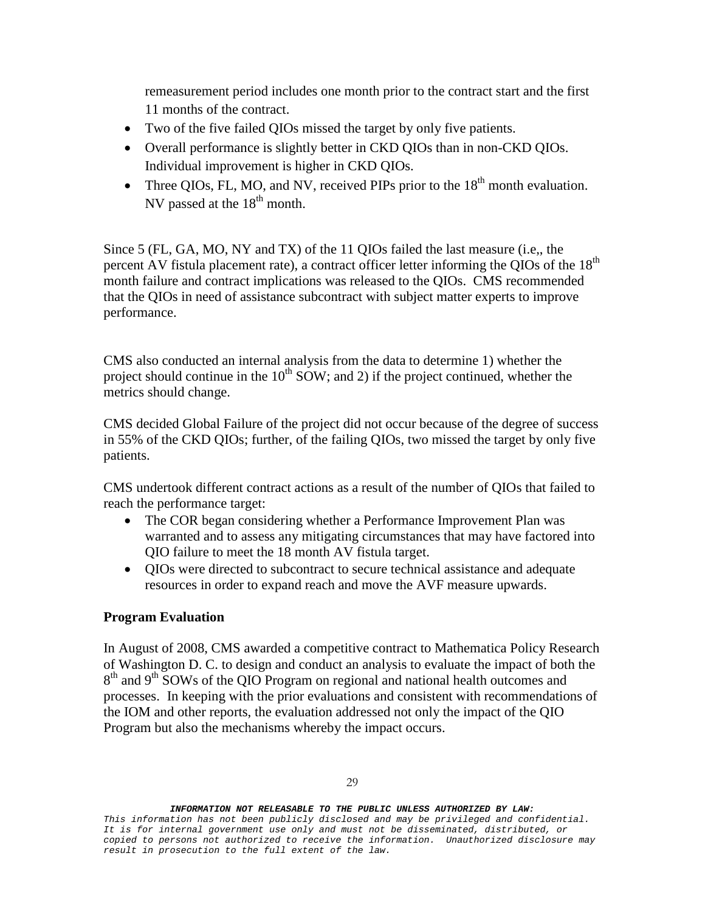remeasurement period includes one month prior to the contract start and the first 11 months of the contract.

- Two of the five failed QIOs missed the target by only five patients.
- Overall performance is slightly better in CKD QIOs than in non-CKD QIOs. Individual improvement is higher in CKD QIOs.
- Three QIOs, FL, MO, and NV, received PIPs prior to the 18th month evaluation. NV passed at the 18th month.

Since 5 (FL, GA, MO, NY and TX) of the 11 QIOs failed the last measure (i.e,, the percent AV fistula placement rate), a contract officer letter informing the QIOs of the 18th month failure and contract implications was released to the QIOs. CMS recommended that the QIOs in need of assistance subcontract with subject matter experts to improve performance.

CMS also conducted an internal analysis from the data to determine 1) whether the project should continue in the 10th SOW; and 2) if the project continued, whether the metrics should change.

CMS decided Global Failure of the project did not occur because of the degree of success in 55% of the CKD QIOs; further, of the failing QIOs, two missed the target by only five patients.

CMS undertook different contract actions as a result of the number of QIOs that failed to reach the performance target:

- The COR began considering whether a Performance Improvement Plan was warranted and to assess any mitigating circumstances that may have factored into QIO failure to meet the 18 month AV fistula target.
- QIOs were directed to subcontract to secure technical assistance and adequate resources in order to expand reach and move the AVF measure upwards.

**Program Evaluation**

In August of 2008, CMS awarded a competitive contract to Mathematica Policy Research of Washington D. C. to design and conduct an analysis to evaluate the impact of both the 8th and 9th SOWs of the QIO Program on regional and national health outcomes and processes. In keeping with the prior evaluations and consistent with recommendations of the IOM and other reports, the evaluation addressed not only the impact of the QIO Program but also the mechanisms whereby the impact occurs.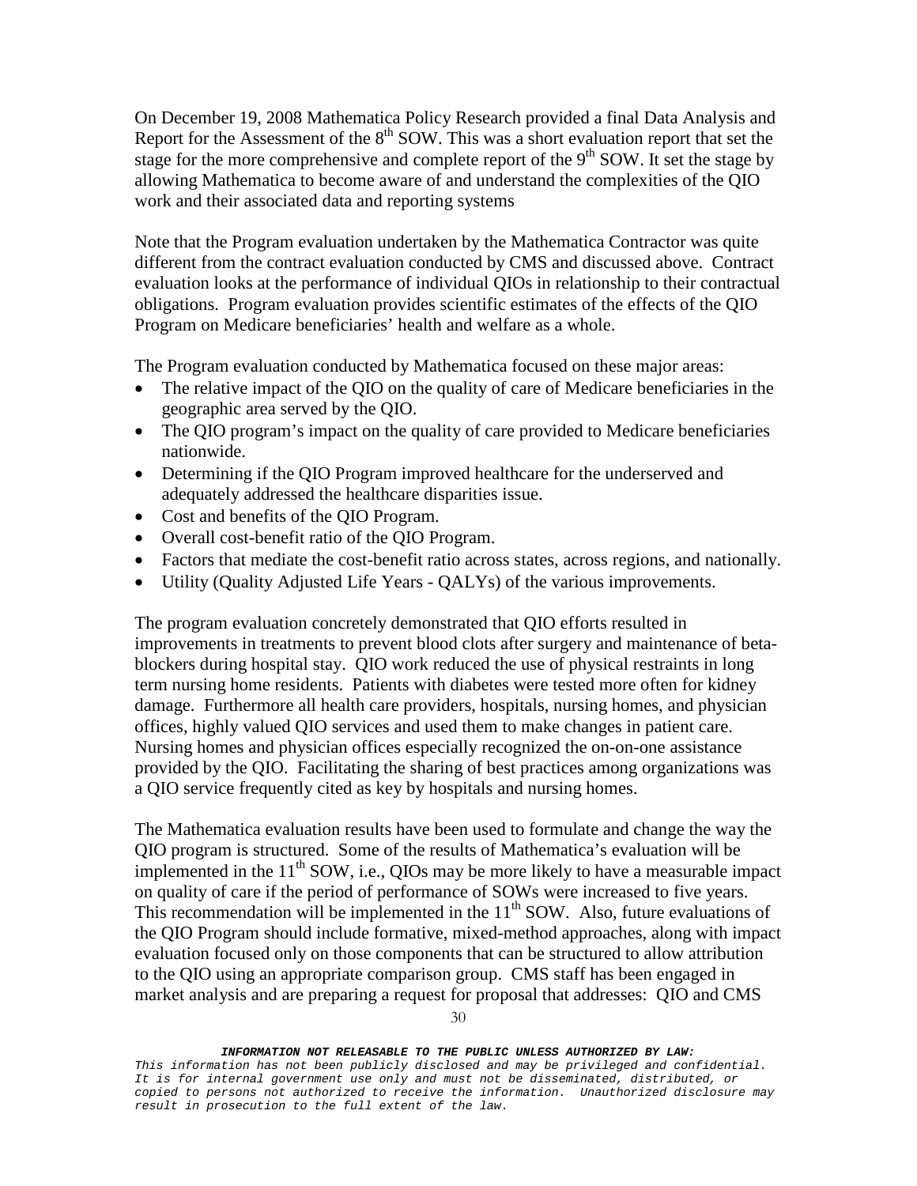On December 19, 2008 Mathematica Policy Research provided a final Data Analysis and Report for the Assessment of the 8th SOW. This was a short evaluation report that set the stage for the more comprehensive and complete report of the 9th SOW. It set the stage by allowing Mathematica to become aware of and understand the complexities of the QIO work and their associated data and reporting systems

Note that the Program evaluation undertaken by the Mathematica Contractor was quite different from the contract evaluation conducted by CMS and discussed above. Contract evaluation looks at the performance of individual QIOs in relationship to their contractual obligations. Program evaluation provides scientific estimates of the effects of the QIO Program on Medicare beneficiaries' health and welfare as a whole.

The Program evaluation conducted by Mathematica focused on these major areas:

- The relative impact of the QIO on the quality of care of Medicare beneficiaries in the geographic area served by the QIO.
- The QIO program's impact on the quality of care provided to Medicare beneficiaries nationwide.
- Determining if the QIO Program improved healthcare for the underserved and adequately addressed the healthcare disparities issue.
- Cost and benefits of the QIO Program.
- Overall cost-benefit ratio of the QIO Program.
- Factors that mediate the cost-benefit ratio across states, across regions, and nationally.
- Utility (Quality Adjusted Life Years - QALYs) of the various improvements.

The program evaluation concretely demonstrated that QIO efforts resulted in improvements in treatments to prevent blood clots after surgery and maintenance of beta-blockers during hospital stay. QIO work reduced the use of physical restraints in long term nursing home residents. Patients with diabetes were tested more often for kidney damage. Furthermore all health care providers, hospitals, nursing homes, and physician offices, highly valued QIO services and used them to make changes in patient care. Nursing homes and physician offices especially recognized the on-on-one assistance provided by the QIO. Facilitating the sharing of best practices among organizations was a QIO service frequently cited as key by hospitals and nursing homes.

The Mathematica evaluation results have been used to formulate and change the way the QIO program is structured. Some of the results of Mathematica's evaluation will be implemented in the 11th SOW, i.e., QIOs may be more likely to have a measurable impact on quality of care if the period of performance of SOWs were increased to five years. This recommendation will be implemented in the 11th SOW. Also, future evaluations of the QIO Program should include formative, mixed-method approaches, along with impact evaluation focused only on those components that can be structured to allow attribution to the QIO using an appropriate comparison group. CMS staff has been engaged in market analysis and are preparing a request for proposal that addresses: QIO and CMS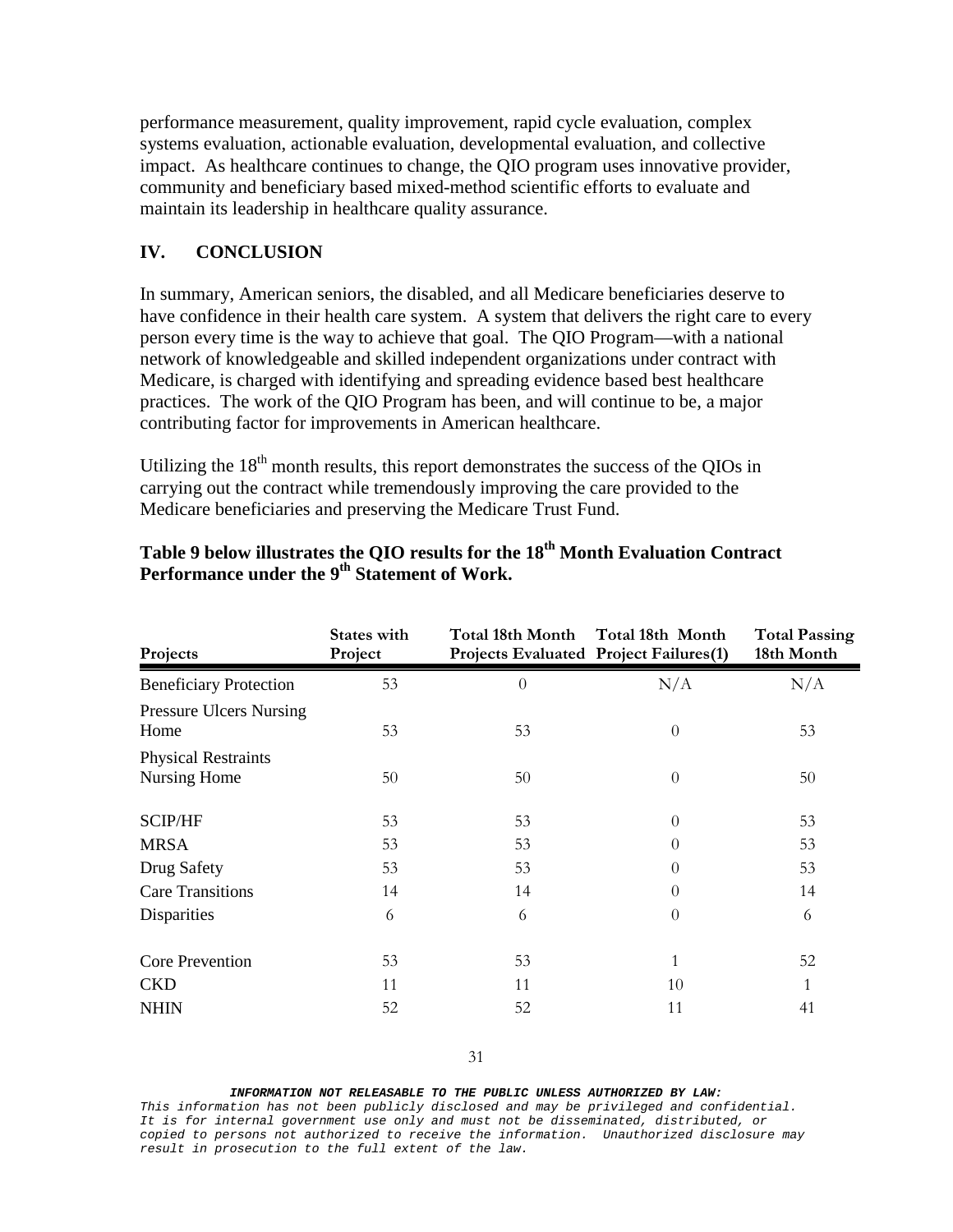performance measurement, quality improvement, rapid cycle evaluation, complex systems evaluation, actionable evaluation, developmental evaluation, and collective impact. As healthcare continues to change, the QIO program uses innovative provider, community and beneficiary based mixed-method scientific efforts to evaluate and maintain its leadership in healthcare quality assurance.

## IV. CONCLUSION

In summary, American seniors, the disabled, and all Medicare beneficiaries deserve to have confidence in their health care system. A system that delivers the right care to every person every time is the way to achieve that goal. The QIO Program—with a national network of knowledgeable and skilled independent organizations under contract with Medicare, is charged with identifying and spreading evidence based best healthcare practices. The work of the QIO Program has been, and will continue to be, a major contributing factor for improvements in American healthcare.

Utilizing the 18th month results, this report demonstrates the success of the QIOs in carrying out the contract while tremendously improving the care provided to the Medicare beneficiaries and preserving the Medicare Trust Fund.

**Table 9 below illustrates the QIO results for the 18th Month Evaluation Contract Performance under the 9th Statement of Work.**

| Projects | States with Project | Total 18th Month Projects Evaluated | Total 18th Month Project Failures(1) | Total Passing 18th Month |
|---|---|---|---|---|
| Beneficiary Protection | 53 | 0 | N/A | N/A |
| Pressure Ulcers Nursing Home | 53 | 53 | 0 | 53 |
| Physical Restraints Nursing Home | 50 | 50 | 0 | 50 |
| SCIP/HF | 53 | 53 | 0 | 53 |
| MRSA | 53 | 53 | 0 | 53 |
| Drug Safety | 53 | 53 | 0 | 53 |
| Care Transitions | 14 | 14 | 0 | 14 |
| Disparities | 6 | 6 | 0 | 6 |
| Core Prevention | 53 | 53 | 1 | 52 |
| CKD | 11 | 11 | 10 | 1 |
| NHIN | 52 | 52 | 11 | 41 |

***INFORMATION NOT RELEASABLE TO THE PUBLIC UNLESS AUTHORIZED BY LAW:***
*This information has not been publicly disclosed and may be privileged and confidential. It is for internal government use only and must not be disseminated, distributed, or copied to persons not authorized to receive the information. Unauthorized disclosure may result in prosecution to the full extent of the law.*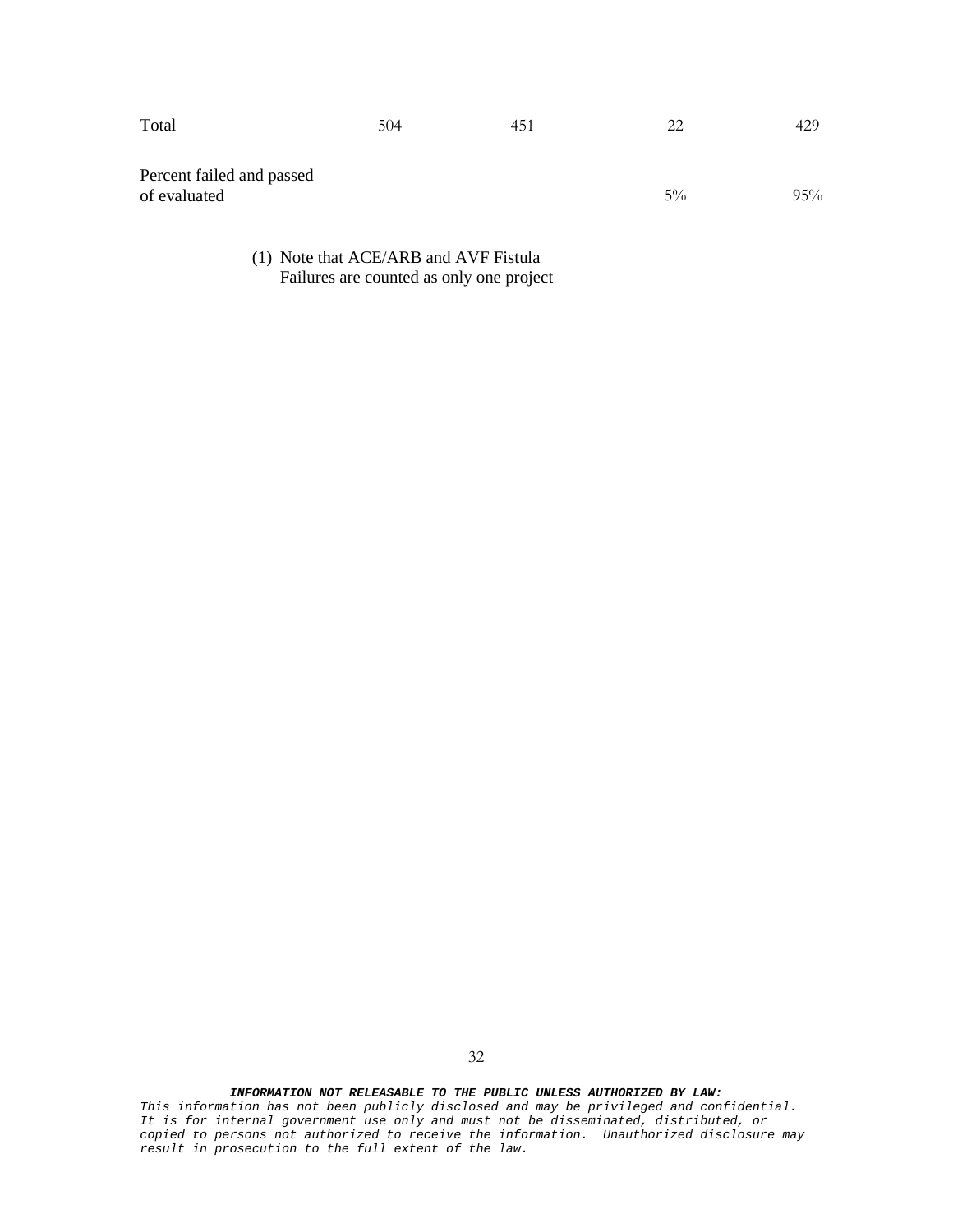| | | | | |
|---|---|---|---|---|
| Total | 504 | 451 | 22 | 429 |
| Percent failed and passed of evaluated | | | 5% | 95% |

(1) Note that ACE/ARB and AVF Fistula Failures are counted as only one project

***INFORMATION NOT RELEASABLE TO THE PUBLIC UNLESS AUTHORIZED BY LAW:***
*This information has not been publicly disclosed and may be privileged and confidential. It is for internal government use only and must not be disseminated, distributed, or copied to persons not authorized to receive the information. Unauthorized disclosure may result in prosecution to the full extent of the law.*